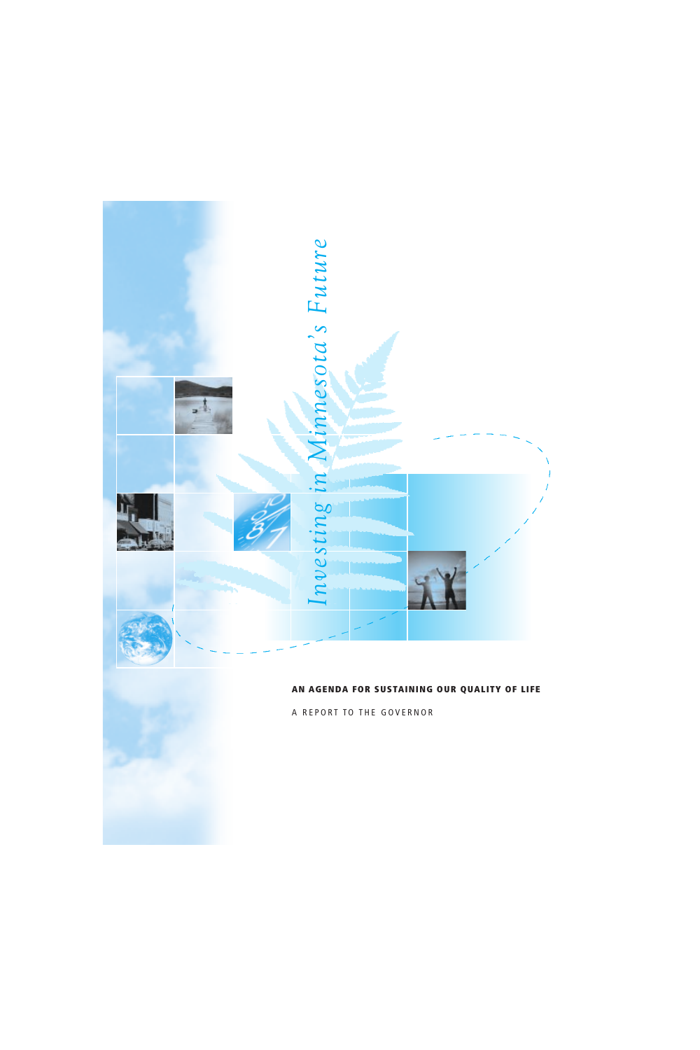# Investing in Minnesota's Future

**AN AGENDA FOR SUSTAINING OUR QUALITY OF LIFE**

A REPORT TO THE GOVERNOR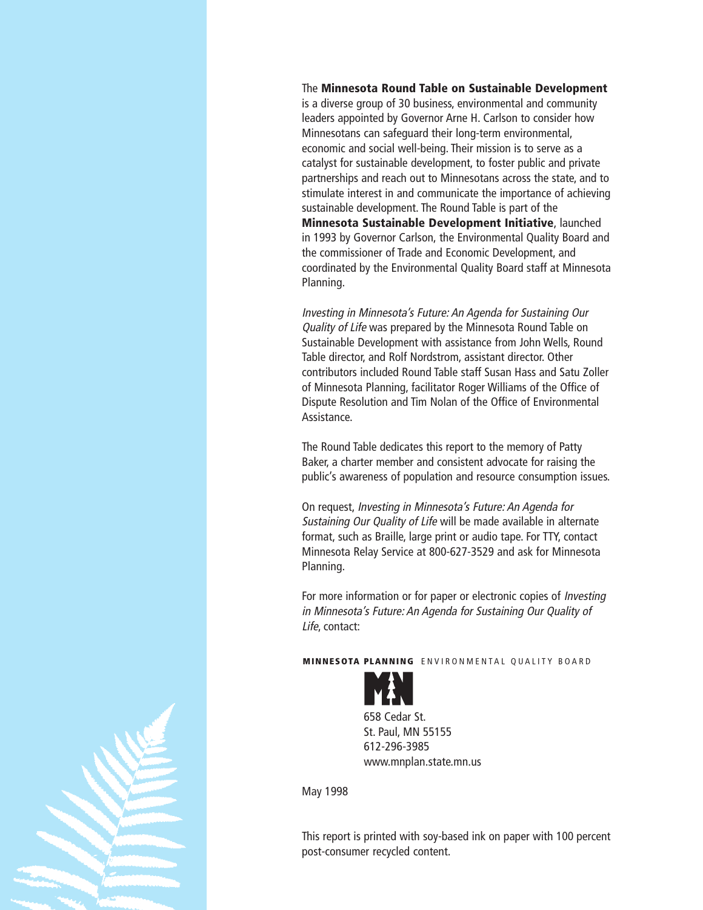The **Minnesota Round Table on Sustainable Development** is a diverse group of 30 business, environmental and community leaders appointed by Governor Arne H. Carlson to consider how Minnesotans can safeguard their long-term environmental, economic and social well-being. Their mission is to serve as a catalyst for sustainable development, to foster public and private partnerships and reach out to Minnesotans across the state, and to stimulate interest in and communicate the importance of achieving sustainable development. The Round Table is part of the **Minnesota Sustainable Development Initiative**, launched in 1993 by Governor Carlson, the Environmental Quality Board and the commissioner of Trade and Economic Development, and coordinated by the Environmental Quality Board staff at Minnesota Planning.

*Investing in Minnesota's Future: An Agenda for Sustaining Our Quality of Life* was prepared by the Minnesota Round Table on Sustainable Development with assistance from John Wells, Round Table director, and Rolf Nordstrom, assistant director. Other contributors included Round Table staff Susan Hass and Satu Zoller of Minnesota Planning, facilitator Roger Williams of the Office of Dispute Resolution and Tim Nolan of the Office of Environmental Assistance.

The Round Table dedicates this report to the memory of Patty Baker, a charter member and consistent advocate for raising the public's awareness of population and resource consumption issues.

On request, *Investing in Minnesota's Future: An Agenda for Sustaining Our Quality of Life* will be made available in alternate format, such as Braille, large print or audio tape. For TTY, contact Minnesota Relay Service at 800-627-3529 and ask for Minnesota Planning.

For more information or for paper or electronic copies of *Investing in Minnesota's Future: An Agenda for Sustaining Our Quality of Life*, contact:

**MINNESOTA PLANNING** ENVIRONMENTAL QUALITY BOARD

658 Cedar St.
St. Paul, MN 55155
612-296-3985
www.mnplan.state.mn.us

May 1998

This report is printed with soy-based ink on paper with 100 percent post-consumer recycled content.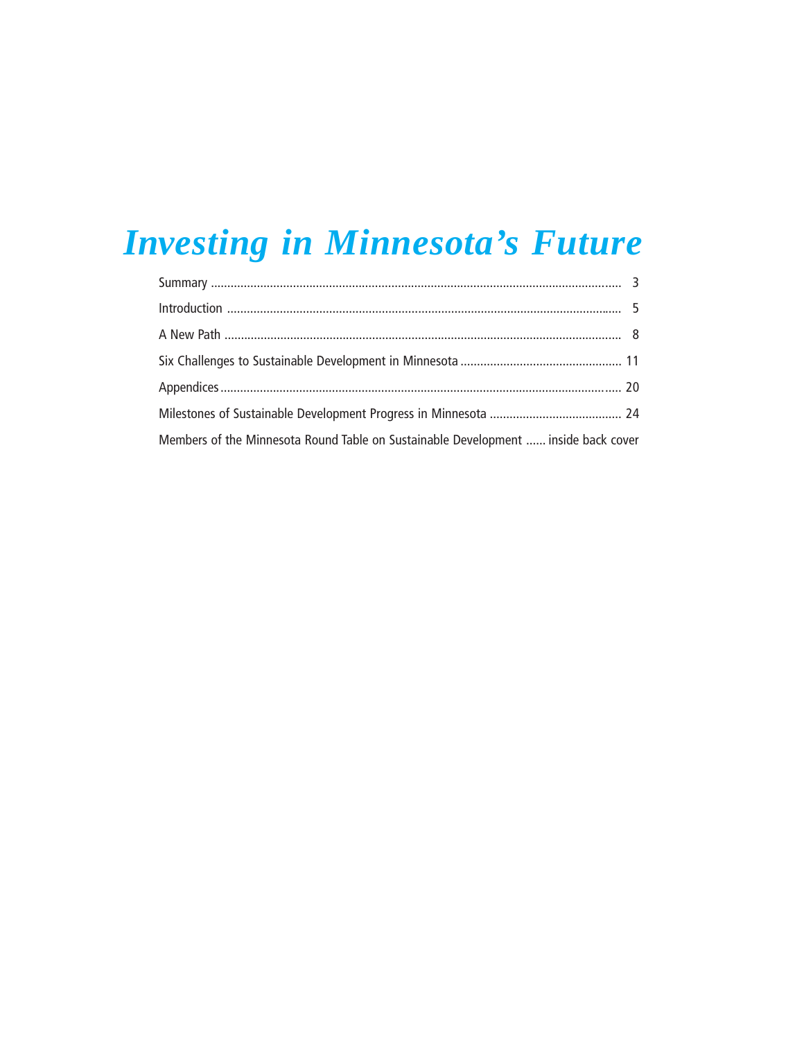# *Investing in Minnesota's Future*

Summary ........................................................................ 3

Introduction ........................................................................ 5

A New Path ........................................................................ 8

Six Challenges to Sustainable Development in Minnesota ........................................ 11

Appendices ........................................................................ 20

Milestones of Sustainable Development Progress in Minnesota ........................................ 24

Members of the Minnesota Round Table on Sustainable Development ...... inside back cover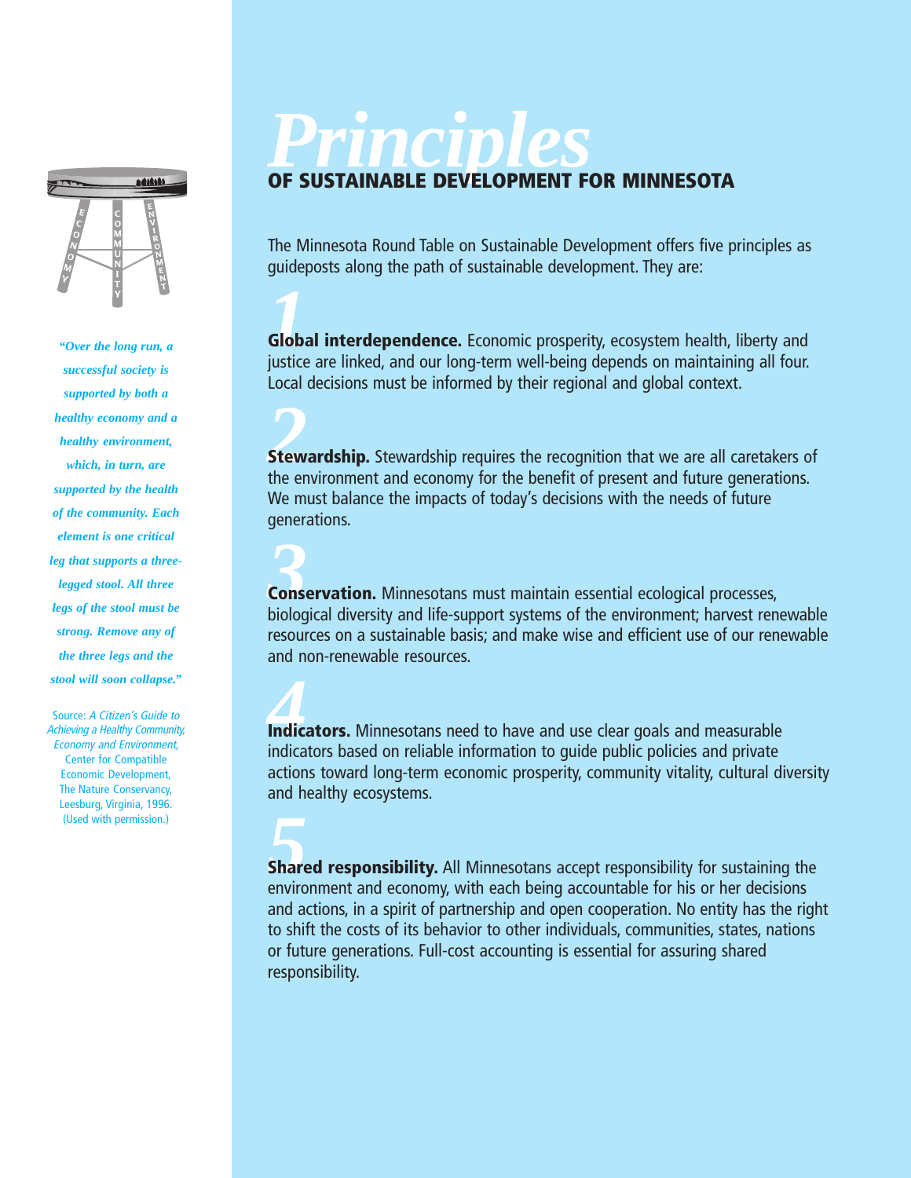# *Principles* OF SUSTAINABLE DEVELOPMENT FOR MINNESOTA

The Minnesota Round Table on Sustainable Development offers five principles as guideposts along the path of sustainable development. They are:

*1* **Global interdependence.** Economic prosperity, ecosystem health, liberty and justice are linked, and our long-term well-being depends on maintaining all four. Local decisions must be informed by their regional and global context.

*2* **Stewardship.** Stewardship requires the recognition that we are all caretakers of the environment and economy for the benefit of present and future generations. We must balance the impacts of today's decisions with the needs of future generations.

*3* **Conservation.** Minnesotans must maintain essential ecological processes, biological diversity and life-support systems of the environment; harvest renewable resources on a sustainable basis; and make wise and efficient use of our renewable and non-renewable resources.

*4* **Indicators.** Minnesotans need to have and use clear goals and measurable indicators based on reliable information to guide public policies and private actions toward long-term economic prosperity, community vitality, cultural diversity and healthy ecosystems.

*5* **Shared responsibility.** All Minnesotans accept responsibility for sustaining the environment and economy, with each being accountable for his or her decisions and actions, in a spirit of partnership and open cooperation. No entity has the right to shift the costs of its behavior to other individuals, communities, states, nations or future generations. Full-cost accounting is essential for assuring shared responsibility.

***"Over the long run, a successful society is supported by both a healthy economy and a healthy environment, which, in turn, are supported by the health of the community. Each element is one critical leg that supports a three-legged stool. All three legs of the stool must be strong. Remove any of the three legs and the stool will soon collapse."***

Source: *A Citizen's Guide to Achieving a Healthy Community, Economy and Environment,* Center for Compatible Economic Development, The Nature Conservancy, Leesburg, Virginia, 1996. (Used with permission.)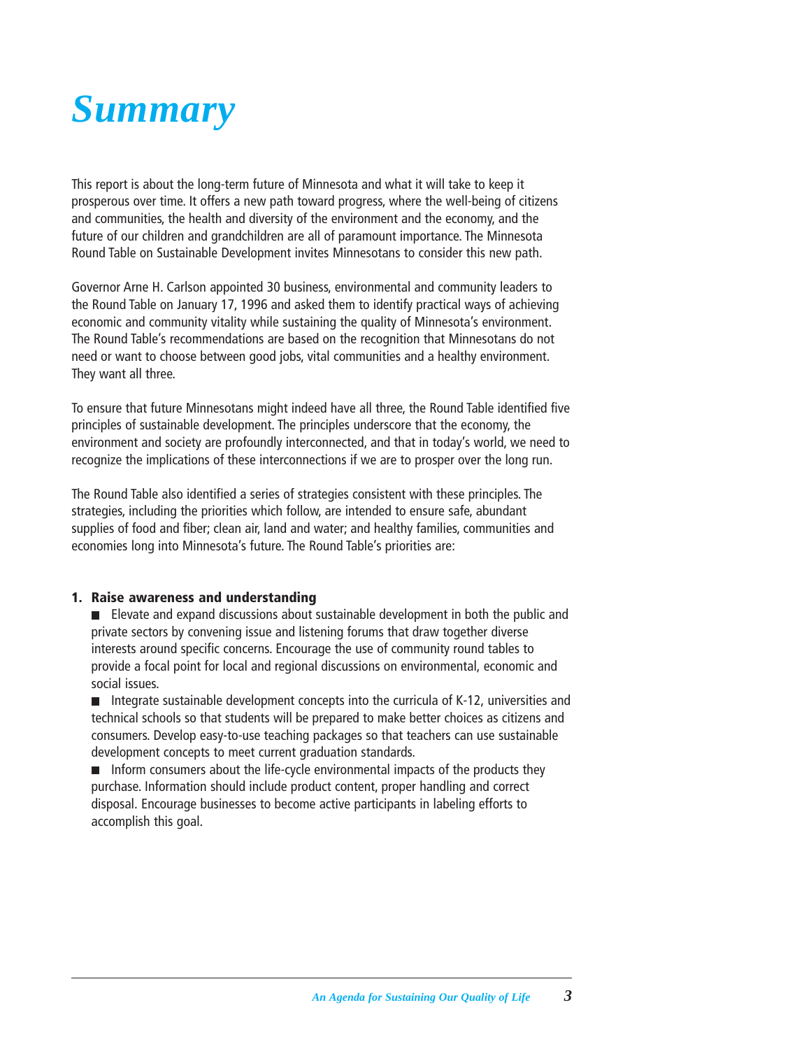# Summary

This report is about the long-term future of Minnesota and what it will take to keep it prosperous over time. It offers a new path toward progress, where the well-being of citizens and communities, the health and diversity of the environment and the economy, and the future of our children and grandchildren are all of paramount importance. The Minnesota Round Table on Sustainable Development invites Minnesotans to consider this new path.

Governor Arne H. Carlson appointed 30 business, environmental and community leaders to the Round Table on January 17, 1996 and asked them to identify practical ways of achieving economic and community vitality while sustaining the quality of Minnesota's environment. The Round Table's recommendations are based on the recognition that Minnesotans do not need or want to choose between good jobs, vital communities and a healthy environment. They want all three.

To ensure that future Minnesotans might indeed have all three, the Round Table identified five principles of sustainable development. The principles underscore that the economy, the environment and society are profoundly interconnected, and that in today's world, we need to recognize the implications of these interconnections if we are to prosper over the long run.

The Round Table also identified a series of strategies consistent with these principles. The strategies, including the priorities which follow, are intended to ensure safe, abundant supplies of food and fiber; clean air, land and water; and healthy families, communities and economies long into Minnesota's future. The Round Table's priorities are:

**1. Raise awareness and understanding**

- Elevate and expand discussions about sustainable development in both the public and private sectors by convening issue and listening forums that draw together diverse interests around specific concerns. Encourage the use of community round tables to provide a focal point for local and regional discussions on environmental, economic and social issues.
- Integrate sustainable development concepts into the curricula of K-12, universities and technical schools so that students will be prepared to make better choices as citizens and consumers. Develop easy-to-use teaching packages so that teachers can use sustainable development concepts to meet current graduation standards.
- Inform consumers about the life-cycle environmental impacts of the products they purchase. Information should include product content, proper handling and correct disposal. Encourage businesses to become active participants in labeling efforts to accomplish this goal.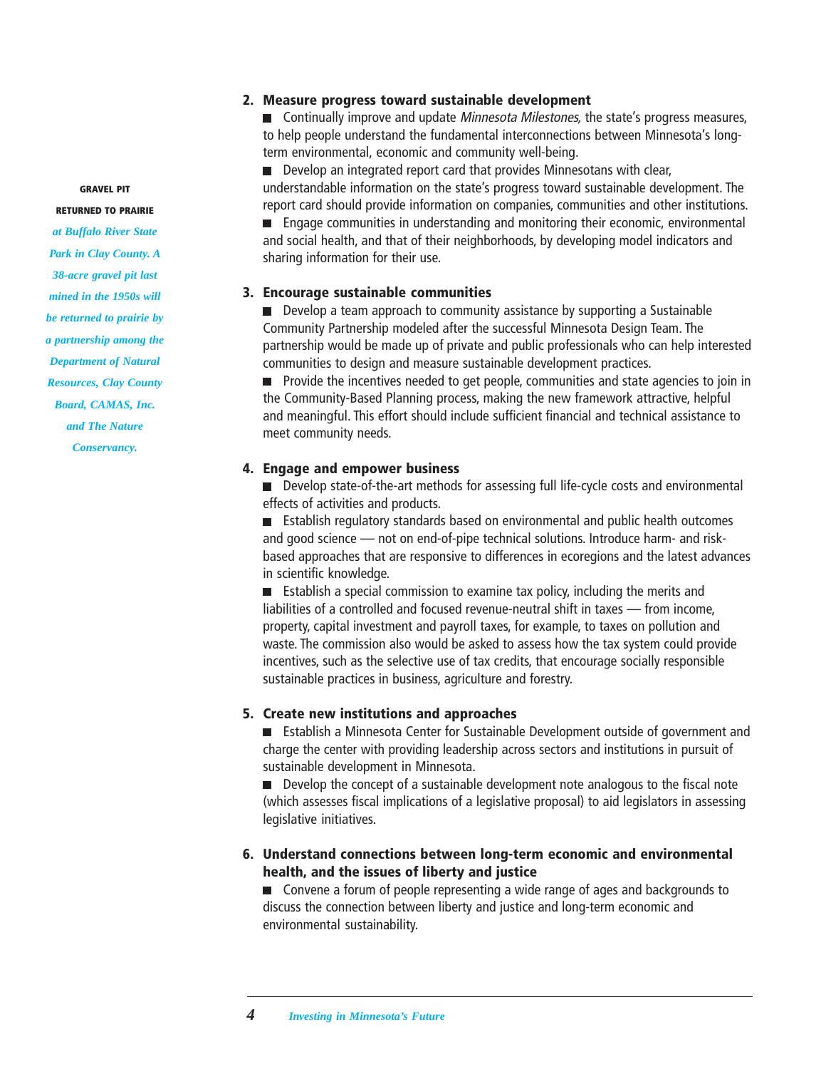**GRAVEL PIT RETURNED TO PRAIRIE** *at Buffalo River State Park in Clay County. A 38-acre gravel pit last mined in the 1950s will be returned to prairie by a partnership among the Department of Natural Resources, Clay County Board, CAMAS, Inc. and The Nature Conservancy.*

### 2. Measure progress toward sustainable development

- Continually improve and update *Minnesota Milestones,* the state's progress measures, to help people understand the fundamental interconnections between Minnesota's long-term environmental, economic and community well-being.
- Develop an integrated report card that provides Minnesotans with clear, understandable information on the state's progress toward sustainable development. The report card should provide information on companies, communities and other institutions.
- Engage communities in understanding and monitoring their economic, environmental and social health, and that of their neighborhoods, by developing model indicators and sharing information for their use.

### 3. Encourage sustainable communities

- Develop a team approach to community assistance by supporting a Sustainable Community Partnership modeled after the successful Minnesota Design Team. The partnership would be made up of private and public professionals who can help interested communities to design and measure sustainable development practices.
- Provide the incentives needed to get people, communities and state agencies to join in the Community-Based Planning process, making the new framework attractive, helpful and meaningful. This effort should include sufficient financial and technical assistance to meet community needs.

### 4. Engage and empower business

- Develop state-of-the-art methods for assessing full life-cycle costs and environmental effects of activities and products.
- Establish regulatory standards based on environmental and public health outcomes and good science — not on end-of-pipe technical solutions. Introduce harm- and risk-based approaches that are responsive to differences in ecoregions and the latest advances in scientific knowledge.
- Establish a special commission to examine tax policy, including the merits and liabilities of a controlled and focused revenue-neutral shift in taxes — from income, property, capital investment and payroll taxes, for example, to taxes on pollution and waste. The commission also would be asked to assess how the tax system could provide incentives, such as the selective use of tax credits, that encourage socially responsible sustainable practices in business, agriculture and forestry.

### 5. Create new institutions and approaches

- Establish a Minnesota Center for Sustainable Development outside of government and charge the center with providing leadership across sectors and institutions in pursuit of sustainable development in Minnesota.
- Develop the concept of a sustainable development note analogous to the fiscal note (which assesses fiscal implications of a legislative proposal) to aid legislators in assessing legislative initiatives.

### 6. Understand connections between long-term economic and environmental health, and the issues of liberty and justice

- Convene a forum of people representing a wide range of ages and backgrounds to discuss the connection between liberty and justice and long-term economic and environmental sustainability.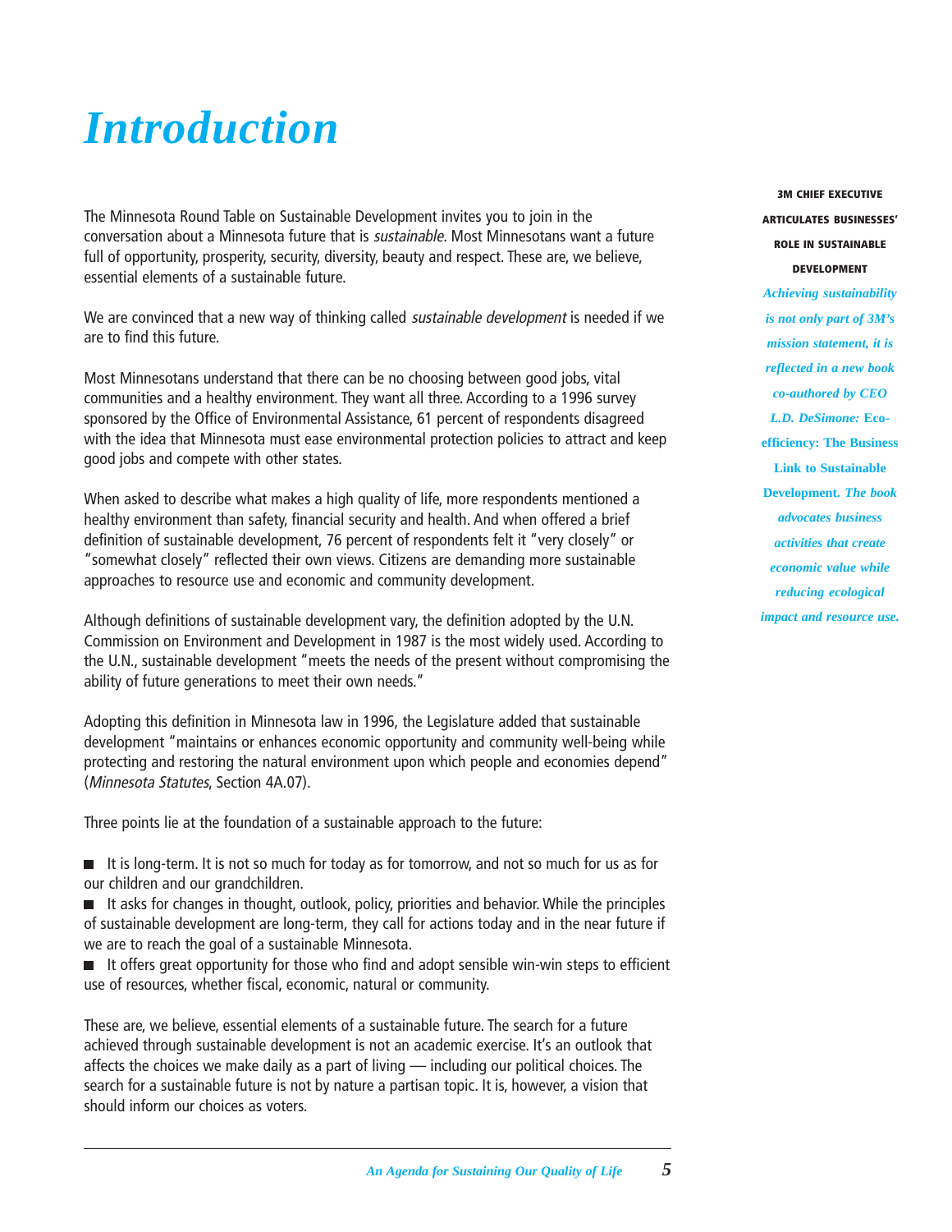# Introduction

The Minnesota Round Table on Sustainable Development invites you to join in the conversation about a Minnesota future that is *sustainable*. Most Minnesotans want a future full of opportunity, prosperity, security, diversity, beauty and respect. These are, we believe, essential elements of a sustainable future.

We are convinced that a new way of thinking called *sustainable development* is needed if we are to find this future.

Most Minnesotans understand that there can be no choosing between good jobs, vital communities and a healthy environment. They want all three. According to a 1996 survey sponsored by the Office of Environmental Assistance, 61 percent of respondents disagreed with the idea that Minnesota must ease environmental protection policies to attract and keep good jobs and compete with other states.

When asked to describe what makes a high quality of life, more respondents mentioned a healthy environment than safety, financial security and health. And when offered a brief definition of sustainable development, 76 percent of respondents felt it "very closely" or "somewhat closely" reflected their own views. Citizens are demanding more sustainable approaches to resource use and economic and community development.

Although definitions of sustainable development vary, the definition adopted by the U.N. Commission on Environment and Development in 1987 is the most widely used. According to the U.N., sustainable development "meets the needs of the present without compromising the ability of future generations to meet their own needs."

Adopting this definition in Minnesota law in 1996, the Legislature added that sustainable development "maintains or enhances economic opportunity and community well-being while protecting and restoring the natural environment upon which people and economies depend" (*Minnesota Statutes*, Section 4A.07).

Three points lie at the foundation of a sustainable approach to the future:

- It is long-term. It is not so much for today as for tomorrow, and not so much for us as for our children and our grandchildren.
- It asks for changes in thought, outlook, policy, priorities and behavior. While the principles of sustainable development are long-term, they call for actions today and in the near future if we are to reach the goal of a sustainable Minnesota.
- It offers great opportunity for those who find and adopt sensible win-win steps to efficient use of resources, whether fiscal, economic, natural or community.

These are, we believe, essential elements of a sustainable future. The search for a future achieved through sustainable development is not an academic exercise. It's an outlook that affects the choices we make daily as a part of living — including our political choices. The search for a sustainable future is not by nature a partisan topic. It is, however, a vision that should inform our choices as voters.

**3M CHIEF EXECUTIVE ARTICULATES BUSINESSES' ROLE IN SUSTAINABLE DEVELOPMENT**

*Achieving sustainability is not only part of 3M's mission statement, it is reflected in a new book co-authored by CEO L.D. DeSimone:* **Eco-efficiency: The Business Link to Sustainable Development.** *The book advocates business activities that create economic value while reducing ecological impact and resource use.*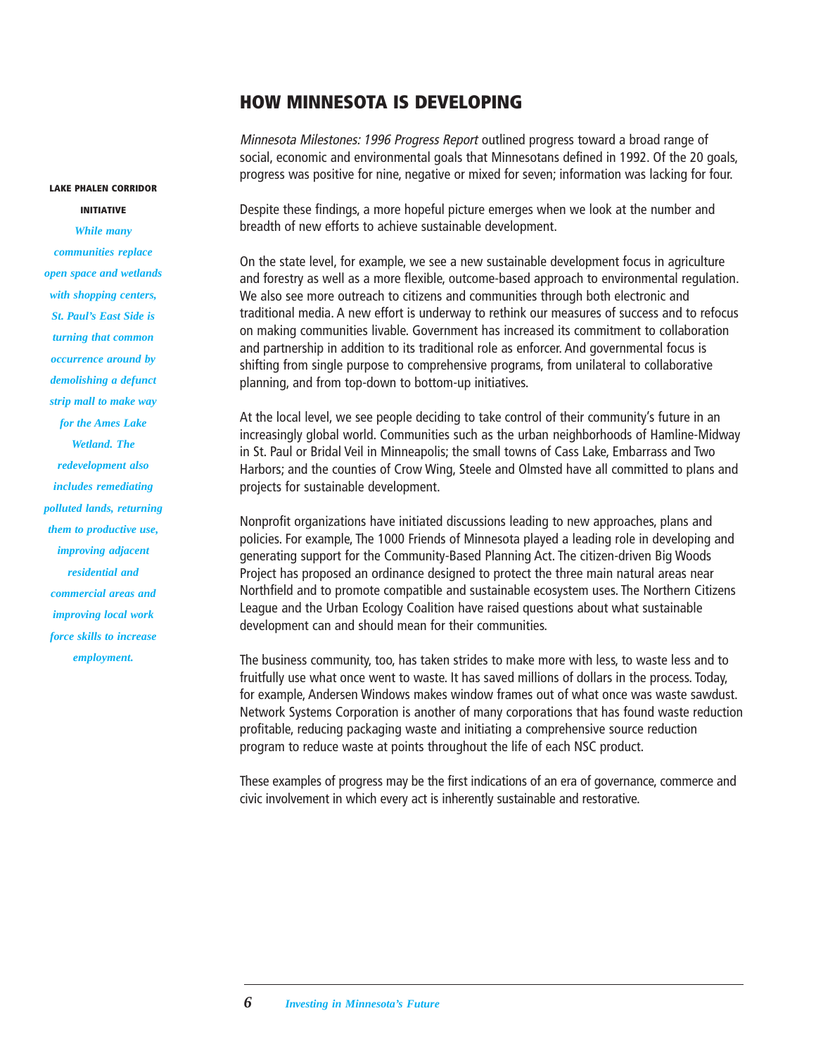## HOW MINNESOTA IS DEVELOPING

*Minnesota Milestones: 1996 Progress Report* outlined progress toward a broad range of social, economic and environmental goals that Minnesotans defined in 1992. Of the 20 goals, progress was positive for nine, negative or mixed for seven; information was lacking for four.

Despite these findings, a more hopeful picture emerges when we look at the number and breadth of new efforts to achieve sustainable development.

On the state level, for example, we see a new sustainable development focus in agriculture and forestry as well as a more flexible, outcome-based approach to environmental regulation. We also see more outreach to citizens and communities through both electronic and traditional media. A new effort is underway to rethink our measures of success and to refocus on making communities livable. Government has increased its commitment to collaboration and partnership in addition to its traditional role as enforcer. And governmental focus is shifting from single purpose to comprehensive programs, from unilateral to collaborative planning, and from top-down to bottom-up initiatives.

At the local level, we see people deciding to take control of their community's future in an increasingly global world. Communities such as the urban neighborhoods of Hamline-Midway in St. Paul or Bridal Veil in Minneapolis; the small towns of Cass Lake, Embarrass and Two Harbors; and the counties of Crow Wing, Steele and Olmsted have all committed to plans and projects for sustainable development.

Nonprofit organizations have initiated discussions leading to new approaches, plans and policies. For example, The 1000 Friends of Minnesota played a leading role in developing and generating support for the Community-Based Planning Act. The citizen-driven Big Woods Project has proposed an ordinance designed to protect the three main natural areas near Northfield and to promote compatible and sustainable ecosystem uses. The Northern Citizens League and the Urban Ecology Coalition have raised questions about what sustainable development can and should mean for their communities.

The business community, too, has taken strides to make more with less, to waste less and to fruitfully use what once went to waste. It has saved millions of dollars in the process. Today, for example, Andersen Windows makes window frames out of what once was waste sawdust. Network Systems Corporation is another of many corporations that has found waste reduction profitable, reducing packaging waste and initiating a comprehensive source reduction program to reduce waste at points throughout the life of each NSC product.

These examples of progress may be the first indications of an era of governance, commerce and civic involvement in which every act is inherently sustainable and restorative.

**LAKE PHALEN CORRIDOR INITIATIVE**

*While many communities replace open space and wetlands with shopping centers, St. Paul's East Side is turning that common occurrence around by demolishing a defunct strip mall to make way for the Ames Lake Wetland. The redevelopment also includes remediating polluted lands, returning them to productive use, improving adjacent residential and commercial areas and improving local work force skills to increase employment.*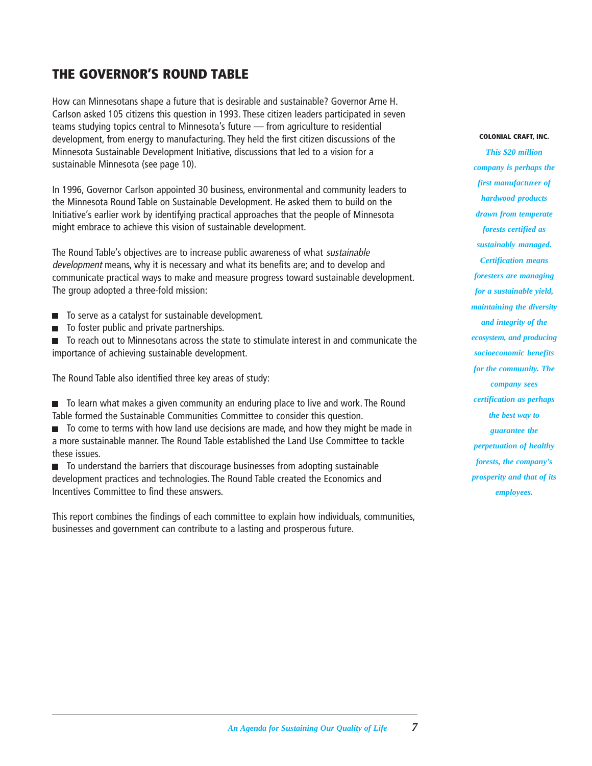## THE GOVERNOR'S ROUND TABLE

How can Minnesotans shape a future that is desirable and sustainable? Governor Arne H. Carlson asked 105 citizens this question in 1993. These citizen leaders participated in seven teams studying topics central to Minnesota's future — from agriculture to residential development, from energy to manufacturing. They held the first citizen discussions of the Minnesota Sustainable Development Initiative, discussions that led to a vision for a sustainable Minnesota (see page 10).

In 1996, Governor Carlson appointed 30 business, environmental and community leaders to the Minnesota Round Table on Sustainable Development. He asked them to build on the Initiative's earlier work by identifying practical approaches that the people of Minnesota might embrace to achieve this vision of sustainable development.

The Round Table's objectives are to increase public awareness of what *sustainable development* means, why it is necessary and what its benefits are; and to develop and communicate practical ways to make and measure progress toward sustainable development. The group adopted a three-fold mission:

- To serve as a catalyst for sustainable development.
- To foster public and private partnerships.
- To reach out to Minnesotans across the state to stimulate interest in and communicate the importance of achieving sustainable development.

The Round Table also identified three key areas of study:

- To learn what makes a given community an enduring place to live and work. The Round Table formed the Sustainable Communities Committee to consider this question.
- To come to terms with how land use decisions are made, and how they might be made in a more sustainable manner. The Round Table established the Land Use Committee to tackle these issues.
- To understand the barriers that discourage businesses from adopting sustainable development practices and technologies. The Round Table created the Economics and Incentives Committee to find these answers.

This report combines the findings of each committee to explain how individuals, communities, businesses and government can contribute to a lasting and prosperous future.

**COLONIAL CRAFT, INC.**

*This $20 million company is perhaps the first manufacturer of hardwood products drawn from temperate forests certified as sustainably managed. Certification means foresters are managing for a sustainable yield, maintaining the diversity and integrity of the ecosystem, and producing socioeconomic benefits for the community. The company sees certification as perhaps the best way to guarantee the perpetuation of healthy forests, the company's prosperity and that of its employees.*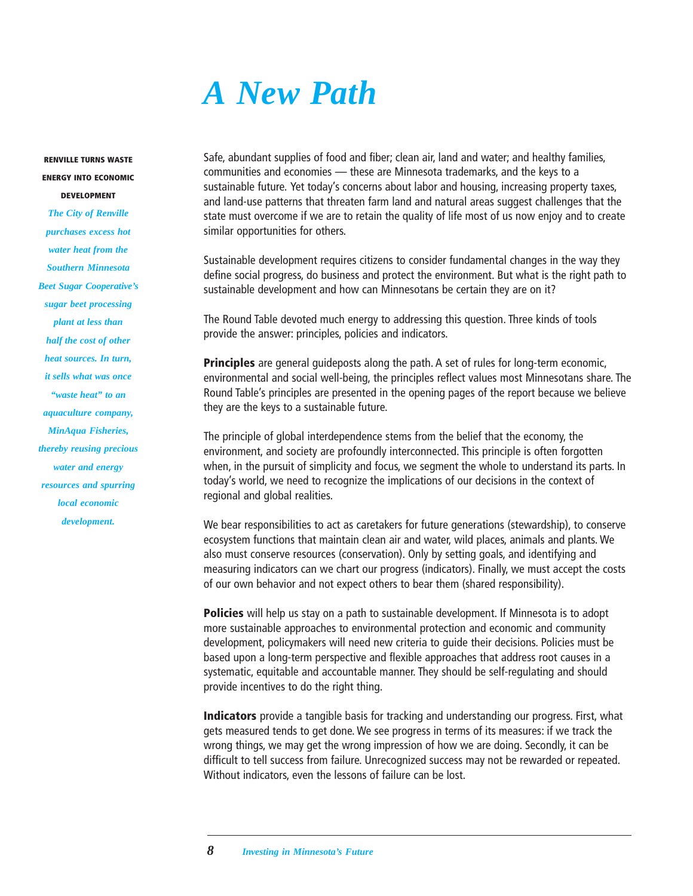# A New Path

**RENVILLE TURNS WASTE ENERGY INTO ECONOMIC DEVELOPMENT**

*The City of Renville purchases excess hot water heat from the Southern Minnesota Beet Sugar Cooperative's sugar beet processing plant at less than half the cost of other heat sources. In turn, it sells what was once "waste heat" to an aquaculture company, MinAqua Fisheries, thereby reusing precious water and energy resources and spurring local economic development.*

Safe, abundant supplies of food and fiber; clean air, land and water; and healthy families, communities and economies — these are Minnesota trademarks, and the keys to a sustainable future. Yet today's concerns about labor and housing, increasing property taxes, and land-use patterns that threaten farm land and natural areas suggest challenges that the state must overcome if we are to retain the quality of life most of us now enjoy and to create similar opportunities for others.

Sustainable development requires citizens to consider fundamental changes in the way they define social progress, do business and protect the environment. But what is the right path to sustainable development and how can Minnesotans be certain they are on it?

The Round Table devoted much energy to addressing this question. Three kinds of tools provide the answer: principles, policies and indicators.

**Principles** are general guideposts along the path. A set of rules for long-term economic, environmental and social well-being, the principles reflect values most Minnesotans share. The Round Table's principles are presented in the opening pages of the report because we believe they are the keys to a sustainable future.

The principle of global interdependence stems from the belief that the economy, the environment, and society are profoundly interconnected. This principle is often forgotten when, in the pursuit of simplicity and focus, we segment the whole to understand its parts. In today's world, we need to recognize the implications of our decisions in the context of regional and global realities.

We bear responsibilities to act as caretakers for future generations (stewardship), to conserve ecosystem functions that maintain clean air and water, wild places, animals and plants. We also must conserve resources (conservation). Only by setting goals, and identifying and measuring indicators can we chart our progress (indicators). Finally, we must accept the costs of our own behavior and not expect others to bear them (shared responsibility).

**Policies** will help us stay on a path to sustainable development. If Minnesota is to adopt more sustainable approaches to environmental protection and economic and community development, policymakers will need new criteria to guide their decisions. Policies must be based upon a long-term perspective and flexible approaches that address root causes in a systematic, equitable and accountable manner. They should be self-regulating and should provide incentives to do the right thing.

**Indicators** provide a tangible basis for tracking and understanding our progress. First, what gets measured tends to get done. We see progress in terms of its measures: if we track the wrong things, we may get the wrong impression of how we are doing. Secondly, it can be difficult to tell success from failure. Unrecognized success may not be rewarded or repeated. Without indicators, even the lessons of failure can be lost.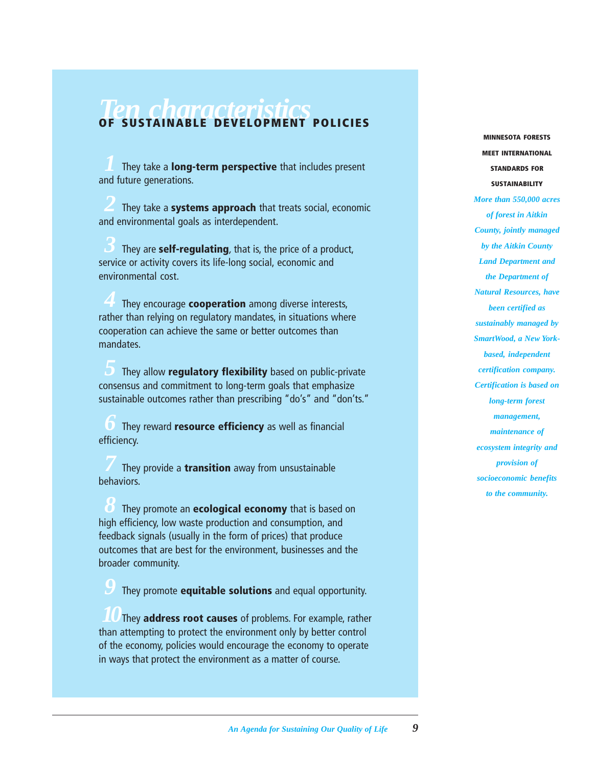# *Ten characteristics* OF SUSTAINABLE DEVELOPMENT POLICIES

*1* They take a **long-term perspective** that includes present and future generations.

*2* They take a **systems approach** that treats social, economic and environmental goals as interdependent.

*3* They are **self-regulating**, that is, the price of a product, service or activity covers its life-long social, economic and environmental cost.

*4* They encourage **cooperation** among diverse interests, rather than relying on regulatory mandates, in situations where cooperation can achieve the same or better outcomes than mandates.

*5* They allow **regulatory flexibility** based on public-private consensus and commitment to long-term goals that emphasize sustainable outcomes rather than prescribing "do's" and "don'ts."

*6* They reward **resource efficiency** as well as financial efficiency.

*7* They provide a **transition** away from unsustainable behaviors.

*8* They promote an **ecological economy** that is based on high efficiency, low waste production and consumption, and feedback signals (usually in the form of prices) that produce outcomes that are best for the environment, businesses and the broader community.

*9* They promote **equitable solutions** and equal opportunity.

*10* They **address root causes** of problems. For example, rather than attempting to protect the environment only by better control of the economy, policies would encourage the economy to operate in ways that protect the environment as a matter of course.

**MINNESOTA FORESTS MEET INTERNATIONAL STANDARDS FOR SUSTAINABILITY**

*More than 550,000 acres of forest in Aitkin County, jointly managed by the Aitkin County Land Department and the Department of Natural Resources, have been certified as sustainably managed by SmartWood, a New York-based, independent certification company. Certification is based on long-term forest management, maintenance of ecosystem integrity and provision of socioeconomic benefits to the community.*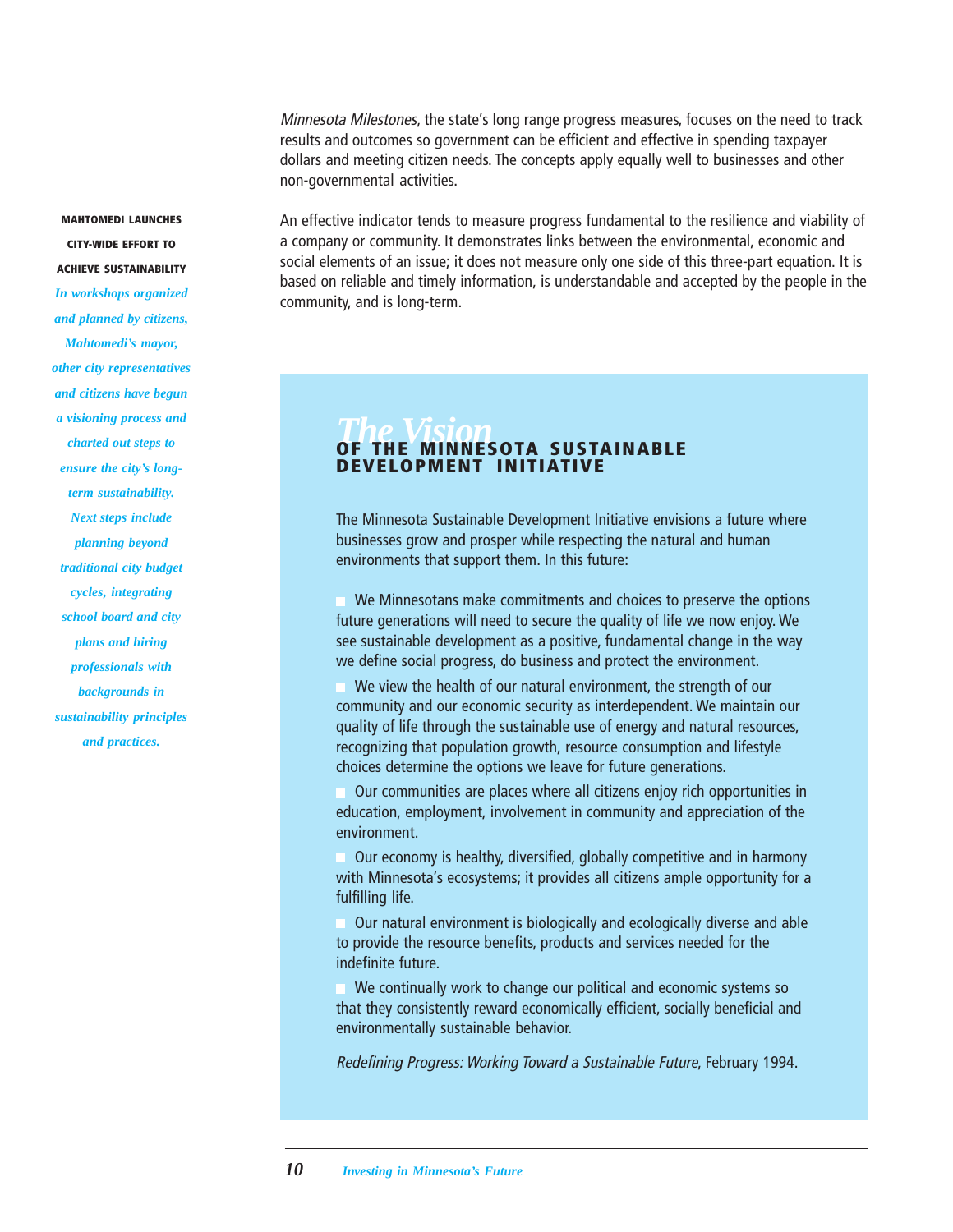*Minnesota Milestones*, the state's long range progress measures, focuses on the need to track results and outcomes so government can be efficient and effective in spending taxpayer dollars and meeting citizen needs. The concepts apply equally well to businesses and other non-governmental activities.

An effective indicator tends to measure progress fundamental to the resilience and viability of a company or community. It demonstrates links between the environmental, economic and social elements of an issue; it does not measure only one side of this three-part equation. It is based on reliable and timely information, is understandable and accepted by the people in the community, and is long-term.

**MAHTOMEDI LAUNCHES CITY-WIDE EFFORT TO ACHIEVE SUSTAINABILITY**

*In workshops organized and planned by citizens, Mahtomedi's mayor, other city representatives and citizens have begun a visioning process and charted out steps to ensure the city's long-term sustainability. Next steps include planning beyond traditional city budget cycles, integrating school board and city plans and hiring professionals with backgrounds in sustainability principles and practices.*

## *The Vision* OF THE MINNESOTA SUSTAINABLE DEVELOPMENT INITIATIVE

The Minnesota Sustainable Development Initiative envisions a future where businesses grow and prosper while respecting the natural and human environments that support them. In this future:

- We Minnesotans make commitments and choices to preserve the options future generations will need to secure the quality of life we now enjoy. We see sustainable development as a positive, fundamental change in the way we define social progress, do business and protect the environment.
- We view the health of our natural environment, the strength of our community and our economic security as interdependent. We maintain our quality of life through the sustainable use of energy and natural resources, recognizing that population growth, resource consumption and lifestyle choices determine the options we leave for future generations.
- Our communities are places where all citizens enjoy rich opportunities in education, employment, involvement in community and appreciation of the environment.
- Our economy is healthy, diversified, globally competitive and in harmony with Minnesota's ecosystems; it provides all citizens ample opportunity for a fulfilling life.
- Our natural environment is biologically and ecologically diverse and able to provide the resource benefits, products and services needed for the indefinite future.
- We continually work to change our political and economic systems so that they consistently reward economically efficient, socially beneficial and environmentally sustainable behavior.

*Redefining Progress: Working Toward a Sustainable Future*, February 1994.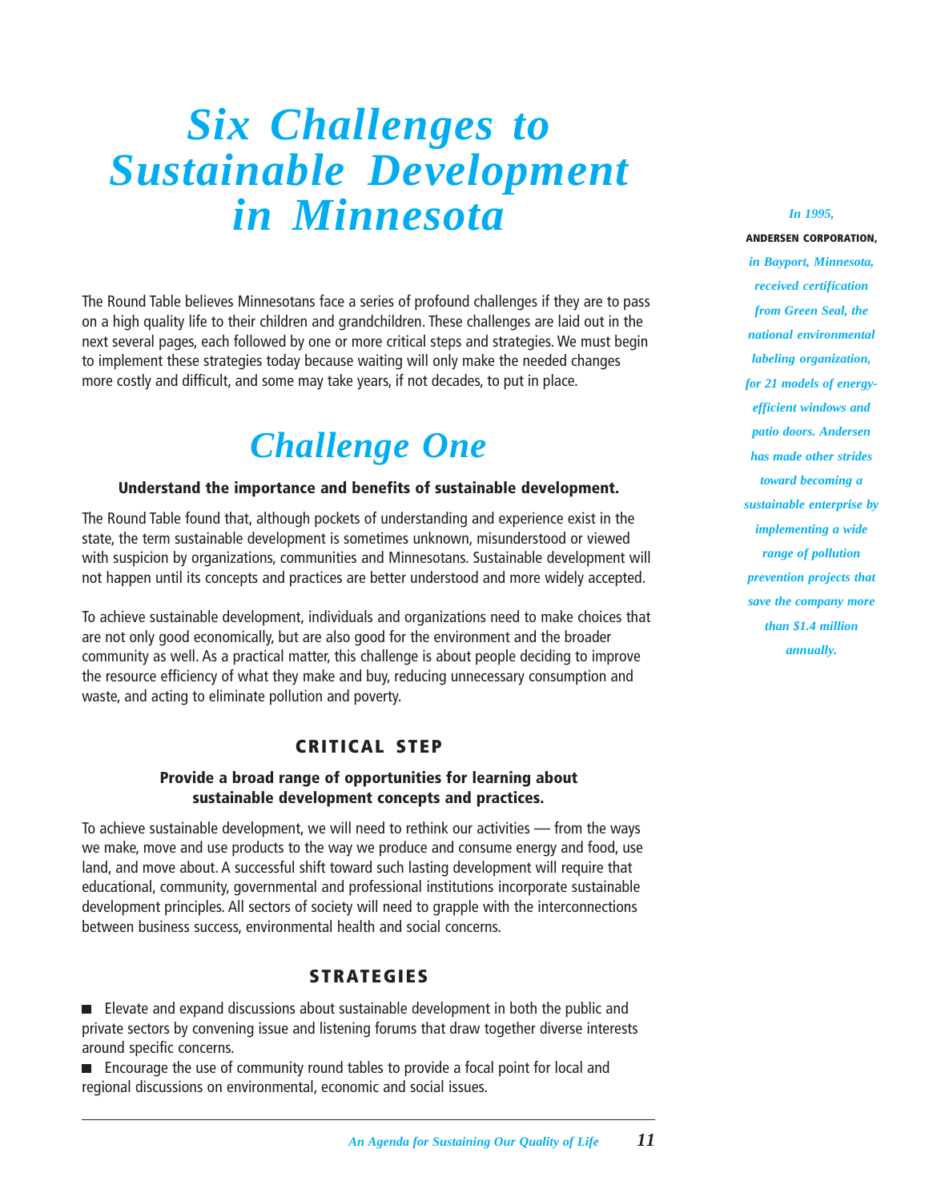# *Six Challenges to Sustainable Development in Minnesota*

The Round Table believes Minnesotans face a series of profound challenges if they are to pass on a high quality life to their children and grandchildren. These challenges are laid out in the next several pages, each followed by one or more critical steps and strategies. We must begin to implement these strategies today because waiting will only make the needed changes more costly and difficult, and some may take years, if not decades, to put in place.

## *Challenge One*

**Understand the importance and benefits of sustainable development.**

The Round Table found that, although pockets of understanding and experience exist in the state, the term sustainable development is sometimes unknown, misunderstood or viewed with suspicion by organizations, communities and Minnesotans. Sustainable development will not happen until its concepts and practices are better understood and more widely accepted.

To achieve sustainable development, individuals and organizations need to make choices that are not only good economically, but are also good for the environment and the broader community as well. As a practical matter, this challenge is about people deciding to improve the resource efficiency of what they make and buy, reducing unnecessary consumption and waste, and acting to eliminate pollution and poverty.

### CRITICAL STEP

**Provide a broad range of opportunities for learning about sustainable development concepts and practices.**

To achieve sustainable development, we will need to rethink our activities — from the ways we make, move and use products to the way we produce and consume energy and food, use land, and move about. A successful shift toward such lasting development will require that educational, community, governmental and professional institutions incorporate sustainable development principles. All sectors of society will need to grapple with the interconnections between business success, environmental health and social concerns.

### STRATEGIES

- Elevate and expand discussions about sustainable development in both the public and private sectors by convening issue and listening forums that draw together diverse interests around specific concerns.
- Encourage the use of community round tables to provide a focal point for local and regional discussions on environmental, economic and social issues.

*In 1995,* **ANDERSEN CORPORATION,** *in Bayport, Minnesota, received certification from Green Seal, the national environmental labeling organization, for 21 models of energy-efficient windows and patio doors. Andersen has made other strides toward becoming a sustainable enterprise by implementing a wide range of pollution prevention projects that save the company more than $1.4 million annually.*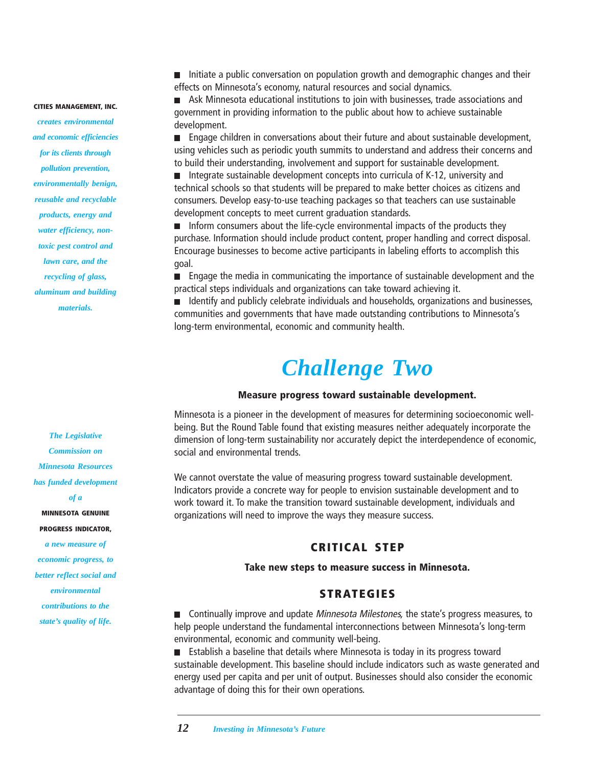- Initiate a public conversation on population growth and demographic changes and their effects on Minnesota's economy, natural resources and social dynamics.
- Ask Minnesota educational institutions to join with businesses, trade associations and government in providing information to the public about how to achieve sustainable development.
- Engage children in conversations about their future and about sustainable development, using vehicles such as periodic youth summits to understand and address their concerns and to build their understanding, involvement and support for sustainable development.
- Integrate sustainable development concepts into curricula of K-12, university and technical schools so that students will be prepared to make better choices as citizens and consumers. Develop easy-to-use teaching packages so that teachers can use sustainable development concepts to meet current graduation standards.
- Inform consumers about the life-cycle environmental impacts of the products they purchase. Information should include product content, proper handling and correct disposal. Encourage businesses to become active participants in labeling efforts to accomplish this goal.
- Engage the media in communicating the importance of sustainable development and the practical steps individuals and organizations can take toward achieving it.
- Identify and publicly celebrate individuals and households, organizations and businesses, communities and governments that have made outstanding contributions to Minnesota's long-term environmental, economic and community health.

**CITIES MANAGEMENT, INC.** *creates environmental and economic efficiencies for its clients through pollution prevention, environmentally benign, reusable and recyclable products, energy and water efficiency, non-toxic pest control and lawn care, and the recycling of glass, aluminum and building materials.*

# *Challenge Two*

**Measure progress toward sustainable development.**

Minnesota is a pioneer in the development of measures for determining socioeconomic well-being. But the Round Table found that existing measures neither adequately incorporate the dimension of long-term sustainability nor accurately depict the interdependence of economic, social and environmental trends.

We cannot overstate the value of measuring progress toward sustainable development. Indicators provide a concrete way for people to envision sustainable development and to work toward it. To make the transition toward sustainable development, individuals and organizations will need to improve the ways they measure success.

*The Legislative Commission on Minnesota Resources has funded development of a* **MINNESOTA GENUINE PROGRESS INDICATOR,** *a new measure of economic progress, to better reflect social and environmental contributions to the state's quality of life.*

## CRITICAL STEP

**Take new steps to measure success in Minnesota.**

## STRATEGIES

- Continually improve and update *Minnesota Milestones,* the state's progress measures, to help people understand the fundamental interconnections between Minnesota's long-term environmental, economic and community well-being.
- Establish a baseline that details where Minnesota is today in its progress toward sustainable development. This baseline should include indicators such as waste generated and energy used per capita and per unit of output. Businesses should also consider the economic advantage of doing this for their own operations.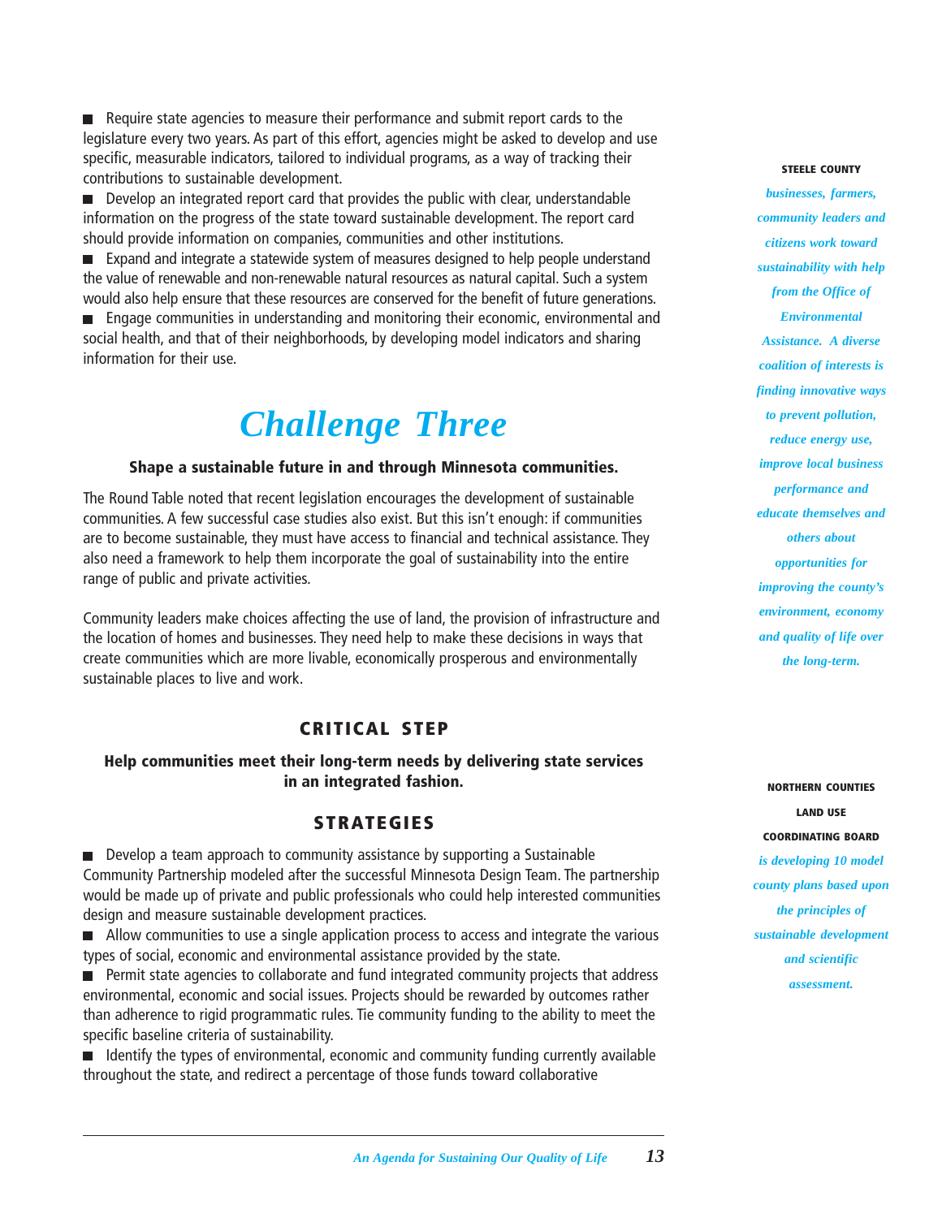- Require state agencies to measure their performance and submit report cards to the legislature every two years. As part of this effort, agencies might be asked to develop and use specific, measurable indicators, tailored to individual programs, as a way of tracking their contributions to sustainable development.
- Develop an integrated report card that provides the public with clear, understandable information on the progress of the state toward sustainable development. The report card should provide information on companies, communities and other institutions.
- Expand and integrate a statewide system of measures designed to help people understand the value of renewable and non-renewable natural resources as natural capital. Such a system would also help ensure that these resources are conserved for the benefit of future generations.
- Engage communities in understanding and monitoring their economic, environmental and social health, and that of their neighborhoods, by developing model indicators and sharing information for their use.

# *Challenge Three*

**Shape a sustainable future in and through Minnesota communities.**

The Round Table noted that recent legislation encourages the development of sustainable communities. A few successful case studies also exist. But this isn't enough: if communities are to become sustainable, they must have access to financial and technical assistance. They also need a framework to help them incorporate the goal of sustainability into the entire range of public and private activities.

Community leaders make choices affecting the use of land, the provision of infrastructure and the location of homes and businesses. They need help to make these decisions in ways that create communities which are more livable, economically prosperous and environmentally sustainable places to live and work.

## CRITICAL STEP

**Help communities meet their long-term needs by delivering state services in an integrated fashion.**

## STRATEGIES

- Develop a team approach to community assistance by supporting a Sustainable Community Partnership modeled after the successful Minnesota Design Team. The partnership would be made up of private and public professionals who could help interested communities design and measure sustainable development practices.
- Allow communities to use a single application process to access and integrate the various types of social, economic and environmental assistance provided by the state.
- Permit state agencies to collaborate and fund integrated community projects that address environmental, economic and social issues. Projects should be rewarded by outcomes rather than adherence to rigid programmatic rules. Tie community funding to the ability to meet the specific baseline criteria of sustainability.
- Identify the types of environmental, economic and community funding currently available throughout the state, and redirect a percentage of those funds toward collaborative

**STEELE COUNTY**

***businesses, farmers, community leaders and citizens work toward sustainability with help from the Office of Environmental Assistance. A diverse coalition of interests is finding innovative ways to prevent pollution, reduce energy use, improve local business performance and educate themselves and others about opportunities for improving the county's environment, economy and quality of life over the long-term.***

**NORTHERN COUNTIES LAND USE COORDINATING BOARD**

***is developing 10 model county plans based upon the principles of sustainable development and scientific assessment.***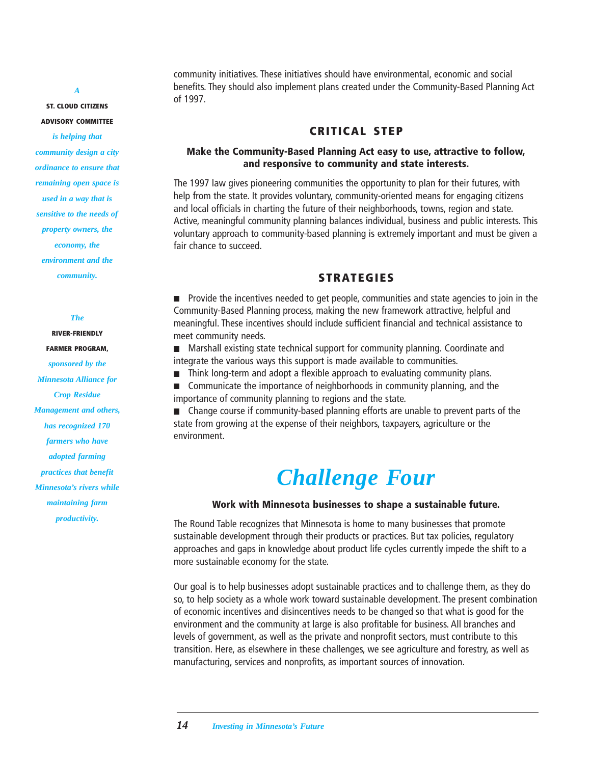*A* **ST. CLOUD CITIZENS ADVISORY COMMITTEE** *is helping that community design a city ordinance to ensure that remaining open space is used in a way that is sensitive to the needs of property owners, the economy, the environment and the community.*

*The* **RIVER-FRIENDLY FARMER PROGRAM,** *sponsored by the Minnesota Alliance for Crop Residue Management and others, has recognized 170 farmers who have adopted farming practices that benefit Minnesota's rivers while maintaining farm productivity.*

community initiatives. These initiatives should have environmental, economic and social benefits. They should also implement plans created under the Community-Based Planning Act of 1997.

### CRITICAL STEP

**Make the Community-Based Planning Act easy to use, attractive to follow, and responsive to community and state interests.**

The 1997 law gives pioneering communities the opportunity to plan for their futures, with help from the state. It provides voluntary, community-oriented means for engaging citizens and local officials in charting the future of their neighborhoods, towns, region and state. Active, meaningful community planning balances individual, business and public interests. This voluntary approach to community-based planning is extremely important and must be given a fair chance to succeed.

### STRATEGIES

- Provide the incentives needed to get people, communities and state agencies to join in the Community-Based Planning process, making the new framework attractive, helpful and meaningful. These incentives should include sufficient financial and technical assistance to meet community needs.
- Marshall existing state technical support for community planning. Coordinate and integrate the various ways this support is made available to communities.
- Think long-term and adopt a flexible approach to evaluating community plans.
- Communicate the importance of neighborhoods in community planning, and the importance of community planning to regions and the state.
- Change course if community-based planning efforts are unable to prevent parts of the state from growing at the expense of their neighbors, taxpayers, agriculture or the environment.

## *Challenge Four*

**Work with Minnesota businesses to shape a sustainable future.**

The Round Table recognizes that Minnesota is home to many businesses that promote sustainable development through their products or practices. But tax policies, regulatory approaches and gaps in knowledge about product life cycles currently impede the shift to a more sustainable economy for the state.

Our goal is to help businesses adopt sustainable practices and to challenge them, as they do so, to help society as a whole work toward sustainable development. The present combination of economic incentives and disincentives needs to be changed so that what is good for the environment and the community at large is also profitable for business. All branches and levels of government, as well as the private and nonprofit sectors, must contribute to this transition. Here, as elsewhere in these challenges, we see agriculture and forestry, as well as manufacturing, services and nonprofits, as important sources of innovation.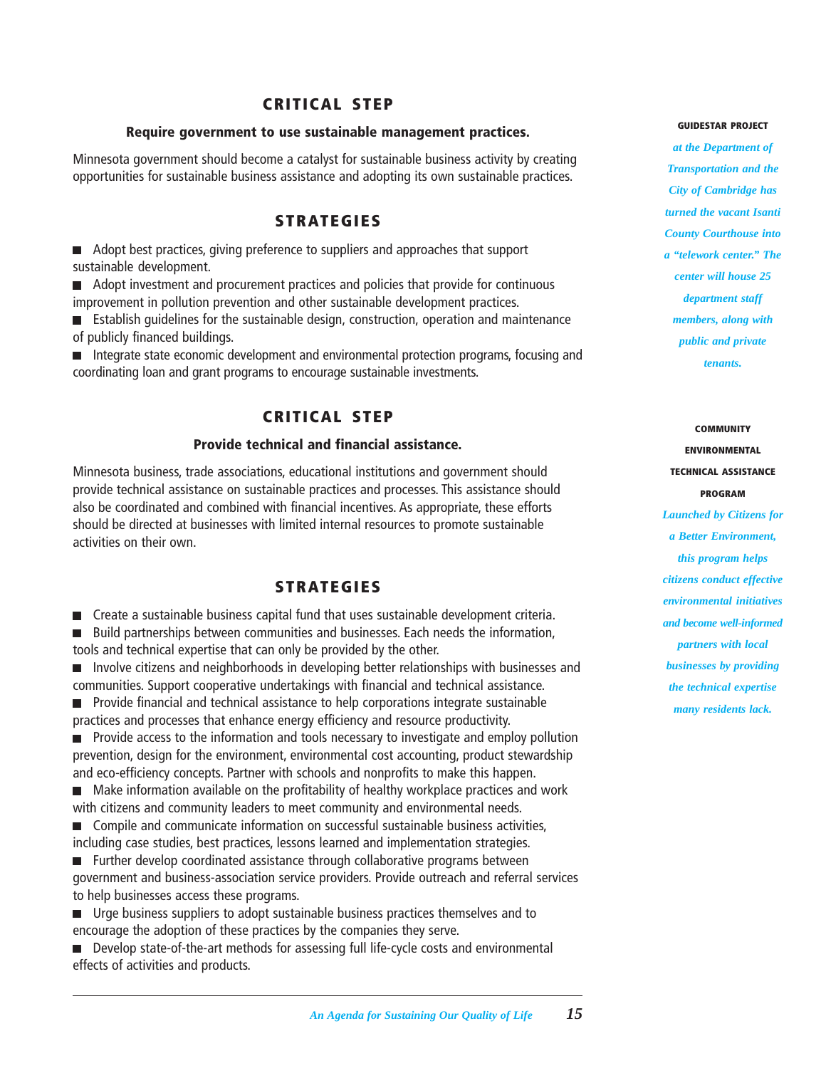## CRITICAL STEP

### Require government to use sustainable management practices.

Minnesota government should become a catalyst for sustainable business activity by creating opportunities for sustainable business assistance and adopting its own sustainable practices.

## STRATEGIES

- Adopt best practices, giving preference to suppliers and approaches that support sustainable development.
- Adopt investment and procurement practices and policies that provide for continuous improvement in pollution prevention and other sustainable development practices.
- Establish guidelines for the sustainable design, construction, operation and maintenance of publicly financed buildings.
- Integrate state economic development and environmental protection programs, focusing and coordinating loan and grant programs to encourage sustainable investments.

## CRITICAL STEP

### Provide technical and financial assistance.

Minnesota business, trade associations, educational institutions and government should provide technical assistance on sustainable practices and processes. This assistance should also be coordinated and combined with financial incentives. As appropriate, these efforts should be directed at businesses with limited internal resources to promote sustainable activities on their own.

## STRATEGIES

- Create a sustainable business capital fund that uses sustainable development criteria.
- Build partnerships between communities and businesses. Each needs the information, tools and technical expertise that can only be provided by the other.
- Involve citizens and neighborhoods in developing better relationships with businesses and communities. Support cooperative undertakings with financial and technical assistance.
- Provide financial and technical assistance to help corporations integrate sustainable practices and processes that enhance energy efficiency and resource productivity.
- Provide access to the information and tools necessary to investigate and employ pollution prevention, design for the environment, environmental cost accounting, product stewardship and eco-efficiency concepts. Partner with schools and nonprofits to make this happen.
- Make information available on the profitability of healthy workplace practices and work with citizens and community leaders to meet community and environmental needs.
- Compile and communicate information on successful sustainable business activities, including case studies, best practices, lessons learned and implementation strategies.
- Further develop coordinated assistance through collaborative programs between government and business-association service providers. Provide outreach and referral services to help businesses access these programs.
- Urge business suppliers to adopt sustainable business practices themselves and to encourage the adoption of these practices by the companies they serve.
- Develop state-of-the-art methods for assessing full life-cycle costs and environmental effects of activities and products.

**GUIDESTAR PROJECT**

*at the Department of Transportation and the City of Cambridge has turned the vacant Isanti County Courthouse into a "telework center." The center will house 25 department staff members, along with public and private tenants.*

**COMMUNITY ENVIRONMENTAL TECHNICAL ASSISTANCE PROGRAM**

*Launched by Citizens for a Better Environment, this program helps citizens conduct effective environmental initiatives and become well-informed partners with local businesses by providing the technical expertise many residents lack.*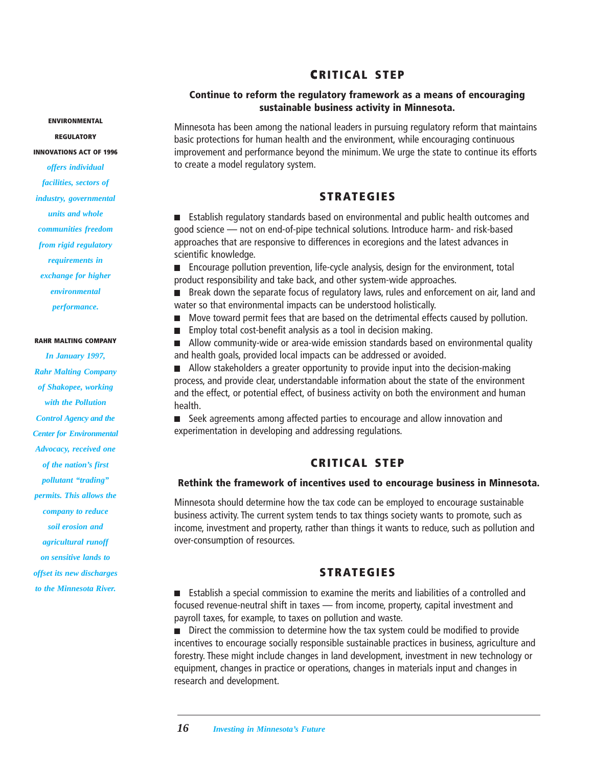## CRITICAL STEP

**Continue to reform the regulatory framework as a means of encouraging sustainable business activity in Minnesota.**

Minnesota has been among the national leaders in pursuing regulatory reform that maintains basic protections for human health and the environment, while encouraging continuous improvement and performance beyond the minimum. We urge the state to continue its efforts to create a model regulatory system.

### STRATEGIES

- Establish regulatory standards based on environmental and public health outcomes and good science — not on end-of-pipe technical solutions. Introduce harm- and risk-based approaches that are responsive to differences in ecoregions and the latest advances in scientific knowledge.
- Encourage pollution prevention, life-cycle analysis, design for the environment, total product responsibility and take back, and other system-wide approaches.
- Break down the separate focus of regulatory laws, rules and enforcement on air, land and water so that environmental impacts can be understood holistically.
- Move toward permit fees that are based on the detrimental effects caused by pollution.
- Employ total cost-benefit analysis as a tool in decision making.
- Allow community-wide or area-wide emission standards based on environmental quality and health goals, provided local impacts can be addressed or avoided.
- Allow stakeholders a greater opportunity to provide input into the decision-making process, and provide clear, understandable information about the state of the environment and the effect, or potential effect, of business activity on both the environment and human health.
- Seek agreements among affected parties to encourage and allow innovation and experimentation in developing and addressing regulations.

**ENVIRONMENTAL REGULATORY INNOVATIONS ACT OF 1996** *offers individual facilities, sectors of industry, governmental units and whole communities freedom from rigid regulatory requirements in exchange for higher environmental performance.*

**RAHR MALTING COMPANY** *In January 1997, Rahr Malting Company of Shakopee, working with the Pollution Control Agency and the Center for Environmental Advocacy, received one of the nation's first pollutant "trading" permits. This allows the company to reduce soil erosion and agricultural runoff on sensitive lands to offset its new discharges to the Minnesota River.*

## CRITICAL STEP

**Rethink the framework of incentives used to encourage business in Minnesota.**

Minnesota should determine how the tax code can be employed to encourage sustainable business activity. The current system tends to tax things society wants to promote, such as income, investment and property, rather than things it wants to reduce, such as pollution and over-consumption of resources.

### STRATEGIES

- Establish a special commission to examine the merits and liabilities of a controlled and focused revenue-neutral shift in taxes — from income, property, capital investment and payroll taxes, for example, to taxes on pollution and waste.
- Direct the commission to determine how the tax system could be modified to provide incentives to encourage socially responsible sustainable practices in business, agriculture and forestry. These might include changes in land development, investment in new technology or equipment, changes in practice or operations, changes in materials input and changes in research and development.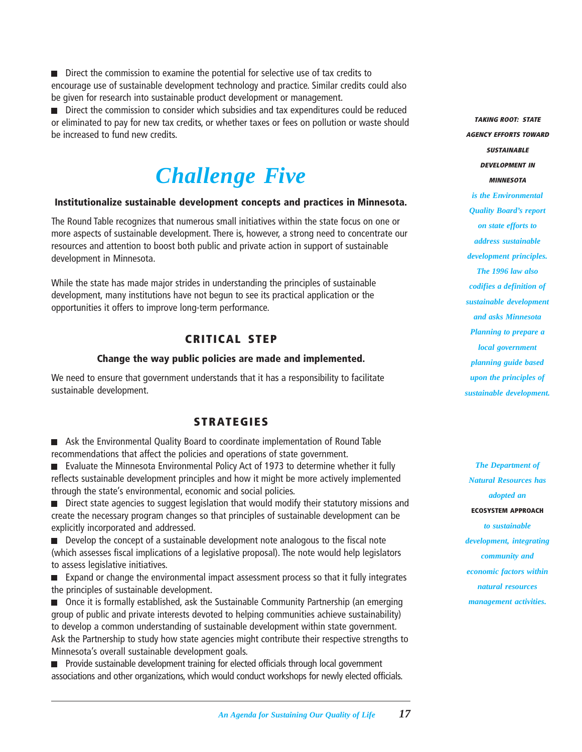- Direct the commission to examine the potential for selective use of tax credits to encourage use of sustainable development technology and practice. Similar credits could also be given for research into sustainable product development or management.
- Direct the commission to consider which subsidies and tax expenditures could be reduced or eliminated to pay for new tax credits, or whether taxes or fees on pollution or waste should be increased to fund new credits.

# *Challenge Five*

**Institutionalize sustainable development concepts and practices in Minnesota.**

The Round Table recognizes that numerous small initiatives within the state focus on one or more aspects of sustainable development. There is, however, a strong need to concentrate our resources and attention to boost both public and private action in support of sustainable development in Minnesota.

While the state has made major strides in understanding the principles of sustainable development, many institutions have not begun to see its practical application or the opportunities it offers to improve long-term performance.

## CRITICAL STEP

**Change the way public policies are made and implemented.**

We need to ensure that government understands that it has a responsibility to facilitate sustainable development.

## STRATEGIES

- Ask the Environmental Quality Board to coordinate implementation of Round Table recommendations that affect the policies and operations of state government.
- Evaluate the Minnesota Environmental Policy Act of 1973 to determine whether it fully reflects sustainable development principles and how it might be more actively implemented through the state's environmental, economic and social policies.
- Direct state agencies to suggest legislation that would modify their statutory missions and create the necessary program changes so that principles of sustainable development can be explicitly incorporated and addressed.
- Develop the concept of a sustainable development note analogous to the fiscal note (which assesses fiscal implications of a legislative proposal). The note would help legislators to assess legislative initiatives.
- Expand or change the environmental impact assessment process so that it fully integrates the principles of sustainable development.
- Once it is formally established, ask the Sustainable Community Partnership (an emerging group of public and private interests devoted to helping communities achieve sustainability) to develop a common understanding of sustainable development within state government. Ask the Partnership to study how state agencies might contribute their respective strengths to Minnesota's overall sustainable development goals.
- Provide sustainable development training for elected officials through local government associations and other organizations, which would conduct workshops for newly elected officials.

***TAKING ROOT: STATE AGENCY EFFORTS TOWARD SUSTAINABLE DEVELOPMENT IN MINNESOTA*** *is the Environmental Quality Board's report on state efforts to address sustainable development principles. The 1996 law also codifies a definition of sustainable development and asks Minnesota Planning to prepare a local government planning guide based upon the principles of sustainable development.*

*The Department of Natural Resources has adopted an* **ECOSYSTEM APPROACH** *to sustainable development, integrating community and economic factors within natural resources management activities.*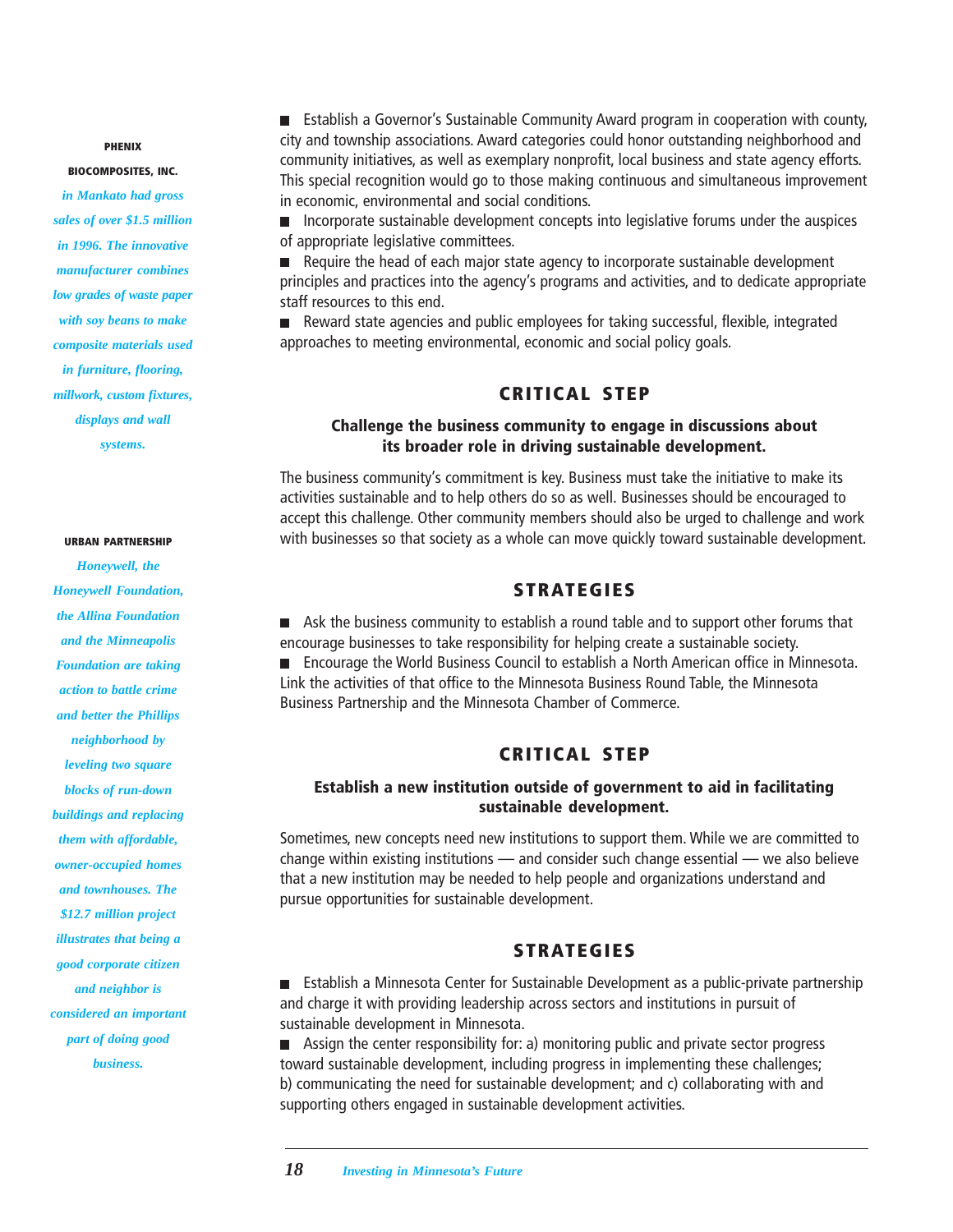**PHENIX BIOCOMPOSITES, INC.** *in Mankato had gross sales of over $1.5 million in 1996. The innovative manufacturer combines low grades of waste paper with soy beans to make composite materials used in furniture, flooring, millwork, custom fixtures, displays and wall systems.*

**URBAN PARTNERSHIP** *Honeywell, the Honeywell Foundation, the Allina Foundation and the Minneapolis Foundation are taking action to battle crime and better the Phillips neighborhood by leveling two square blocks of run-down buildings and replacing them with affordable, owner-occupied homes and townhouses. The $12.7 million project illustrates that being a good corporate citizen and neighbor is considered an important part of doing good business.*

- Establish a Governor's Sustainable Community Award program in cooperation with county, city and township associations. Award categories could honor outstanding neighborhood and community initiatives, as well as exemplary nonprofit, local business and state agency efforts. This special recognition would go to those making continuous and simultaneous improvement in economic, environmental and social conditions.
- Incorporate sustainable development concepts into legislative forums under the auspices of appropriate legislative committees.
- Require the head of each major state agency to incorporate sustainable development principles and practices into the agency's programs and activities, and to dedicate appropriate staff resources to this end.
- Reward state agencies and public employees for taking successful, flexible, integrated approaches to meeting environmental, economic and social policy goals.

## CRITICAL STEP

**Challenge the business community to engage in discussions about its broader role in driving sustainable development.**

The business community's commitment is key. Business must take the initiative to make its activities sustainable and to help others do so as well. Businesses should be encouraged to accept this challenge. Other community members should also be urged to challenge and work with businesses so that society as a whole can move quickly toward sustainable development.

### STRATEGIES

- Ask the business community to establish a round table and to support other forums that encourage businesses to take responsibility for helping create a sustainable society.
- Encourage the World Business Council to establish a North American office in Minnesota. Link the activities of that office to the Minnesota Business Round Table, the Minnesota Business Partnership and the Minnesota Chamber of Commerce.

## CRITICAL STEP

**Establish a new institution outside of government to aid in facilitating sustainable development.**

Sometimes, new concepts need new institutions to support them. While we are committed to change within existing institutions — and consider such change essential — we also believe that a new institution may be needed to help people and organizations understand and pursue opportunities for sustainable development.

### STRATEGIES

- Establish a Minnesota Center for Sustainable Development as a public-private partnership and charge it with providing leadership across sectors and institutions in pursuit of sustainable development in Minnesota.
- Assign the center responsibility for: a) monitoring public and private sector progress toward sustainable development, including progress in implementing these challenges; b) communicating the need for sustainable development; and c) collaborating with and supporting others engaged in sustainable development activities.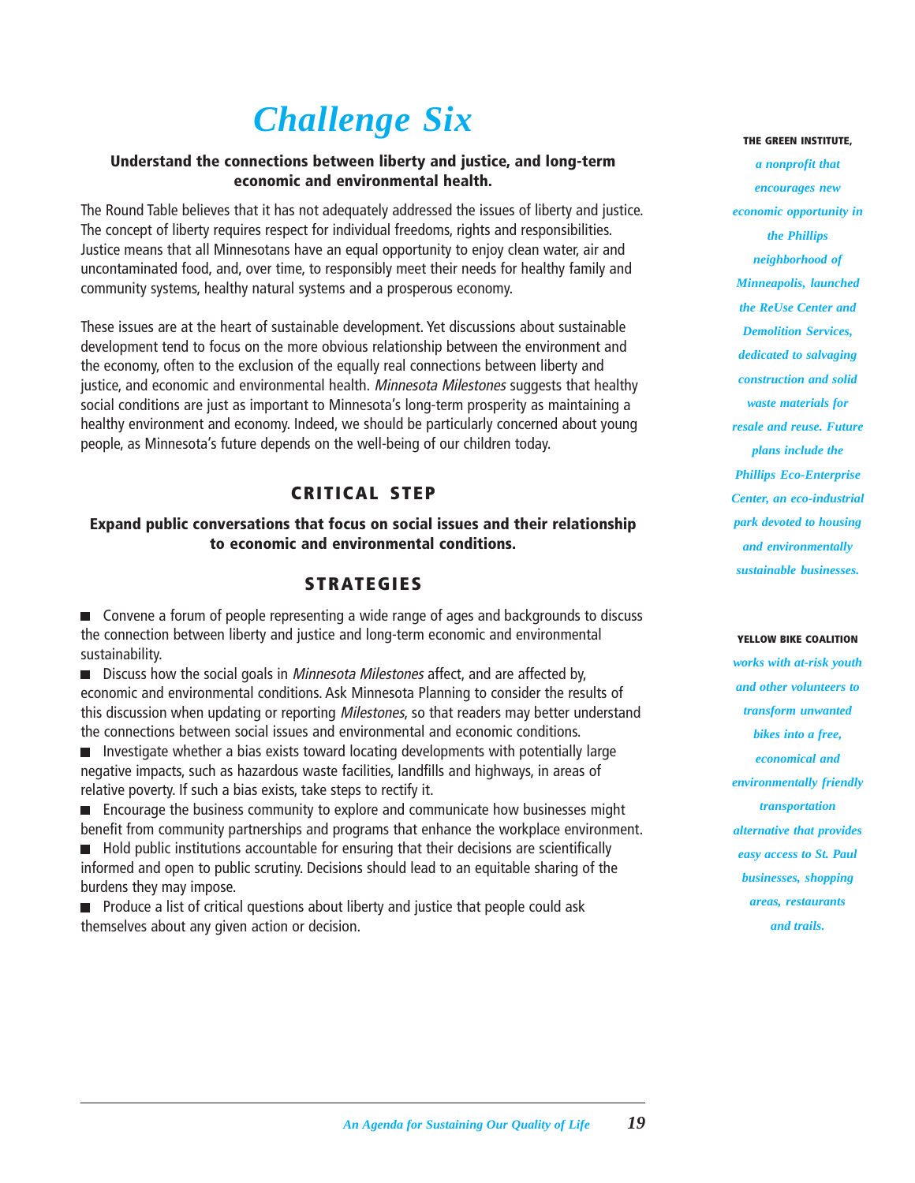# Challenge Six

**Understand the connections between liberty and justice, and long-term economic and environmental health.**

The Round Table believes that it has not adequately addressed the issues of liberty and justice. The concept of liberty requires respect for individual freedoms, rights and responsibilities. Justice means that all Minnesotans have an equal opportunity to enjoy clean water, air and uncontaminated food, and, over time, to responsibly meet their needs for healthy family and community systems, healthy natural systems and a prosperous economy.

These issues are at the heart of sustainable development. Yet discussions about sustainable development tend to focus on the more obvious relationship between the environment and the economy, often to the exclusion of the equally real connections between liberty and justice, and economic and environmental health. *Minnesota Milestones* suggests that healthy social conditions are just as important to Minnesota's long-term prosperity as maintaining a healthy environment and economy. Indeed, we should be particularly concerned about young people, as Minnesota's future depends on the well-being of our children today.

## CRITICAL STEP

**Expand public conversations that focus on social issues and their relationship to economic and environmental conditions.**

## STRATEGIES

- Convene a forum of people representing a wide range of ages and backgrounds to discuss the connection between liberty and justice and long-term economic and environmental sustainability.
- Discuss how the social goals in *Minnesota Milestones* affect, and are affected by, economic and environmental conditions. Ask Minnesota Planning to consider the results of this discussion when updating or reporting *Milestones*, so that readers may better understand the connections between social issues and environmental and economic conditions.
- Investigate whether a bias exists toward locating developments with potentially large negative impacts, such as hazardous waste facilities, landfills and highways, in areas of relative poverty. If such a bias exists, take steps to rectify it.
- Encourage the business community to explore and communicate how businesses might benefit from community partnerships and programs that enhance the workplace environment.
- Hold public institutions accountable for ensuring that their decisions are scientifically informed and open to public scrutiny. Decisions should lead to an equitable sharing of the burdens they may impose.
- Produce a list of critical questions about liberty and justice that people could ask themselves about any given action or decision.

**THE GREEN INSTITUTE,** *a nonprofit that encourages new economic opportunity in the Phillips neighborhood of Minneapolis, launched the ReUse Center and Demolition Services, dedicated to salvaging construction and solid waste materials for resale and reuse. Future plans include the Phillips Eco-Enterprise Center, an eco-industrial park devoted to housing and environmentally sustainable businesses.*

**YELLOW BIKE COALITION** *works with at-risk youth and other volunteers to transform unwanted bikes into a free, economical and environmentally friendly transportation alternative that provides easy access to St. Paul businesses, shopping areas, restaurants and trails.*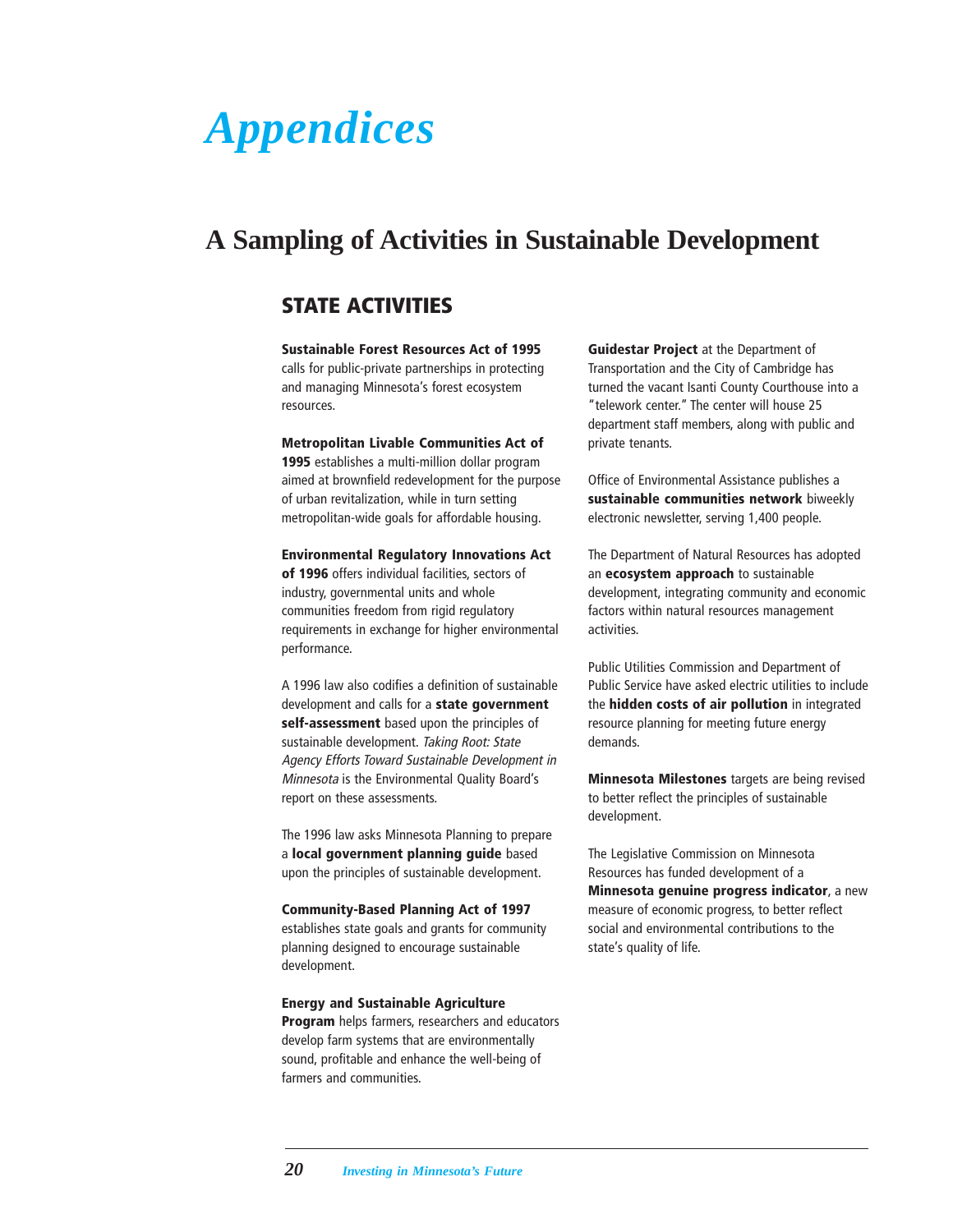# *Appendices*

## A Sampling of Activities in Sustainable Development

### STATE ACTIVITIES

**Sustainable Forest Resources Act of 1995** calls for public-private partnerships in protecting and managing Minnesota's forest ecosystem resources.

**Metropolitan Livable Communities Act of 1995** establishes a multi-million dollar program aimed at brownfield redevelopment for the purpose of urban revitalization, while in turn setting metropolitan-wide goals for affordable housing.

**Environmental Regulatory Innovations Act of 1996** offers individual facilities, sectors of industry, governmental units and whole communities freedom from rigid regulatory requirements in exchange for higher environmental performance.

A 1996 law also codifies a definition of sustainable development and calls for a **state government self-assessment** based upon the principles of sustainable development. *Taking Root: State Agency Efforts Toward Sustainable Development in Minnesota* is the Environmental Quality Board's report on these assessments.

The 1996 law asks Minnesota Planning to prepare a **local government planning guide** based upon the principles of sustainable development.

**Community-Based Planning Act of 1997** establishes state goals and grants for community planning designed to encourage sustainable development.

**Energy and Sustainable Agriculture Program** helps farmers, researchers and educators develop farm systems that are environmentally sound, profitable and enhance the well-being of farmers and communities.

**Guidestar Project** at the Department of Transportation and the City of Cambridge has turned the vacant Isanti County Courthouse into a "telework center." The center will house 25 department staff members, along with public and private tenants.

Office of Environmental Assistance publishes a **sustainable communities network** biweekly electronic newsletter, serving 1,400 people.

The Department of Natural Resources has adopted an **ecosystem approach** to sustainable development, integrating community and economic factors within natural resources management activities.

Public Utilities Commission and Department of Public Service have asked electric utilities to include the **hidden costs of air pollution** in integrated resource planning for meeting future energy demands.

**Minnesota Milestones** targets are being revised to better reflect the principles of sustainable development.

The Legislative Commission on Minnesota Resources has funded development of a **Minnesota genuine progress indicator**, a new measure of economic progress, to better reflect social and environmental contributions to the state's quality of life.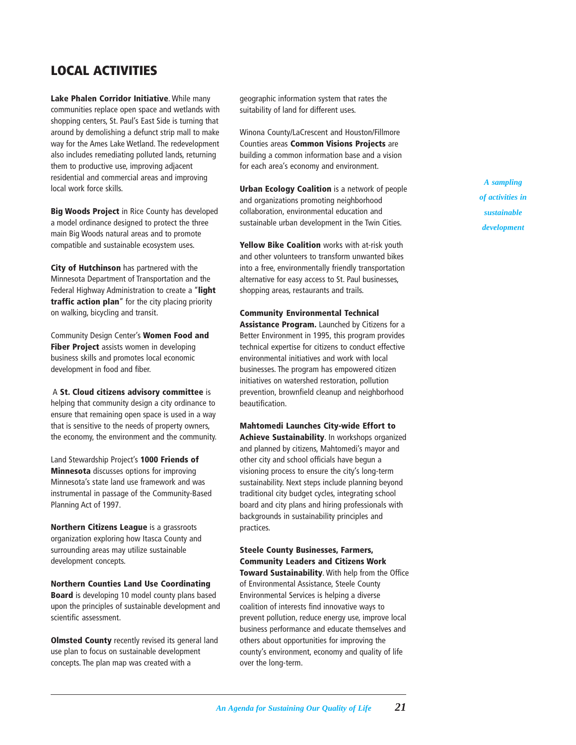## LOCAL ACTIVITIES

*A sampling of activities in sustainable development*

**Lake Phalen Corridor Initiative**. While many communities replace open space and wetlands with shopping centers, St. Paul's East Side is turning that around by demolishing a defunct strip mall to make way for the Ames Lake Wetland. The redevelopment also includes remediating polluted lands, returning them to productive use, improving adjacent residential and commercial areas and improving local work force skills.

**Big Woods Project** in Rice County has developed a model ordinance designed to protect the three main Big Woods natural areas and to promote compatible and sustainable ecosystem uses.

**City of Hutchinson** has partnered with the Minnesota Department of Transportation and the Federal Highway Administration to create a "**light traffic action plan**" for the city placing priority on walking, bicycling and transit.

Community Design Center's **Women Food and Fiber Project** assists women in developing business skills and promotes local economic development in food and fiber.

A **St. Cloud citizens advisory committee** is helping that community design a city ordinance to ensure that remaining open space is used in a way that is sensitive to the needs of property owners, the economy, the environment and the community.

Land Stewardship Project's **1000 Friends of Minnesota** discusses options for improving Minnesota's state land use framework and was instrumental in passage of the Community-Based Planning Act of 1997.

**Northern Citizens League** is a grassroots organization exploring how Itasca County and surrounding areas may utilize sustainable development concepts.

**Northern Counties Land Use Coordinating Board** is developing 10 model county plans based upon the principles of sustainable development and scientific assessment.

**Olmsted County** recently revised its general land use plan to focus on sustainable development concepts. The plan map was created with a geographic information system that rates the suitability of land for different uses.

Winona County/LaCrescent and Houston/Fillmore Counties areas **Common Visions Projects** are building a common information base and a vision for each area's economy and environment.

**Urban Ecology Coalition** is a network of people and organizations promoting neighborhood collaboration, environmental education and sustainable urban development in the Twin Cities.

**Yellow Bike Coalition** works with at-risk youth and other volunteers to transform unwanted bikes into a free, environmentally friendly transportation alternative for easy access to St. Paul businesses, shopping areas, restaurants and trails.

**Community Environmental Technical Assistance Program.** Launched by Citizens for a Better Environment in 1995, this program provides technical expertise for citizens to conduct effective environmental initiatives and work with local businesses. The program has empowered citizen initiatives on watershed restoration, pollution prevention, brownfield cleanup and neighborhood beautification.

**Mahtomedi Launches City-wide Effort to Achieve Sustainability**. In workshops organized and planned by citizens, Mahtomedi's mayor and other city and school officials have begun a visioning process to ensure the city's long-term sustainability. Next steps include planning beyond traditional city budget cycles, integrating school board and city plans and hiring professionals with backgrounds in sustainability principles and practices.

**Steele County Businesses, Farmers, Community Leaders and Citizens Work Toward Sustainability**. With help from the Office of Environmental Assistance, Steele County Environmental Services is helping a diverse coalition of interests find innovative ways to prevent pollution, reduce energy use, improve local business performance and educate themselves and others about opportunities for improving the county's environment, economy and quality of life over the long-term.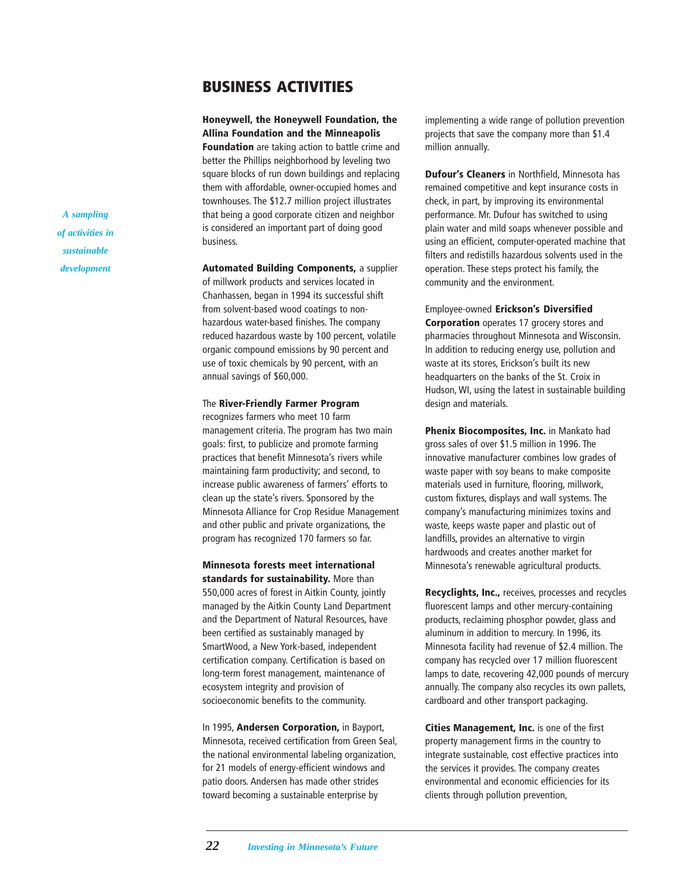# BUSINESS ACTIVITIES

*A sampling of activities in sustainable development*

**Honeywell, the Honeywell Foundation, the Allina Foundation and the Minneapolis Foundation** are taking action to battle crime and better the Phillips neighborhood by leveling two square blocks of run down buildings and replacing them with affordable, owner-occupied homes and townhouses. The $12.7 million project illustrates that being a good corporate citizen and neighbor is considered an important part of doing good business.

**Automated Building Components,** a supplier of millwork products and services located in Chanhassen, began in 1994 its successful shift from solvent-based wood coatings to non-hazardous water-based finishes. The company reduced hazardous waste by 100 percent, volatile organic compound emissions by 90 percent and use of toxic chemicals by 90 percent, with an annual savings of $60,000.

The **River-Friendly Farmer Program** recognizes farmers who meet 10 farm management criteria. The program has two main goals: first, to publicize and promote farming practices that benefit Minnesota's rivers while maintaining farm productivity; and second, to increase public awareness of farmers' efforts to clean up the state's rivers. Sponsored by the Minnesota Alliance for Crop Residue Management and other public and private organizations, the program has recognized 170 farmers so far.

**Minnesota forests meet international standards for sustainability.** More than 550,000 acres of forest in Aitkin County, jointly managed by the Aitkin County Land Department and the Department of Natural Resources, have been certified as sustainably managed by SmartWood, a New York-based, independent certification company. Certification is based on long-term forest management, maintenance of ecosystem integrity and provision of socioeconomic benefits to the community.

In 1995, **Andersen Corporation,** in Bayport, Minnesota, received certification from Green Seal, the national environmental labeling organization, for 21 models of energy-efficient windows and patio doors. Andersen has made other strides toward becoming a sustainable enterprise by implementing a wide range of pollution prevention projects that save the company more than $1.4 million annually.

**Dufour's Cleaners** in Northfield, Minnesota has remained competitive and kept insurance costs in check, in part, by improving its environmental performance. Mr. Dufour has switched to using plain water and mild soaps whenever possible and using an efficient, computer-operated machine that filters and redistills hazardous solvents used in the operation. These steps protect his family, the community and the environment.

Employee-owned **Erickson's Diversified Corporation** operates 17 grocery stores and pharmacies throughout Minnesota and Wisconsin. In addition to reducing energy use, pollution and waste at its stores, Erickson's built its new headquarters on the banks of the St. Croix in Hudson, WI, using the latest in sustainable building design and materials.

**Phenix Biocomposites, Inc.** in Mankato had gross sales of over $1.5 million in 1996. The innovative manufacturer combines low grades of waste paper with soy beans to make composite materials used in furniture, flooring, millwork, custom fixtures, displays and wall systems. The company's manufacturing minimizes toxins and waste, keeps waste paper and plastic out of landfills, provides an alternative to virgin hardwoods and creates another market for Minnesota's renewable agricultural products.

**Recyclights, Inc.,** receives, processes and recycles fluorescent lamps and other mercury-containing products, reclaiming phosphor powder, glass and aluminum in addition to mercury. In 1996, its Minnesota facility had revenue of $2.4 million. The company has recycled over 17 million fluorescent lamps to date, recovering 42,000 pounds of mercury annually. The company also recycles its own pallets, cardboard and other transport packaging.

**Cities Management, Inc.** is one of the first property management firms in the country to integrate sustainable, cost effective practices into the services it provides. The company creates environmental and economic efficiencies for its clients through pollution prevention,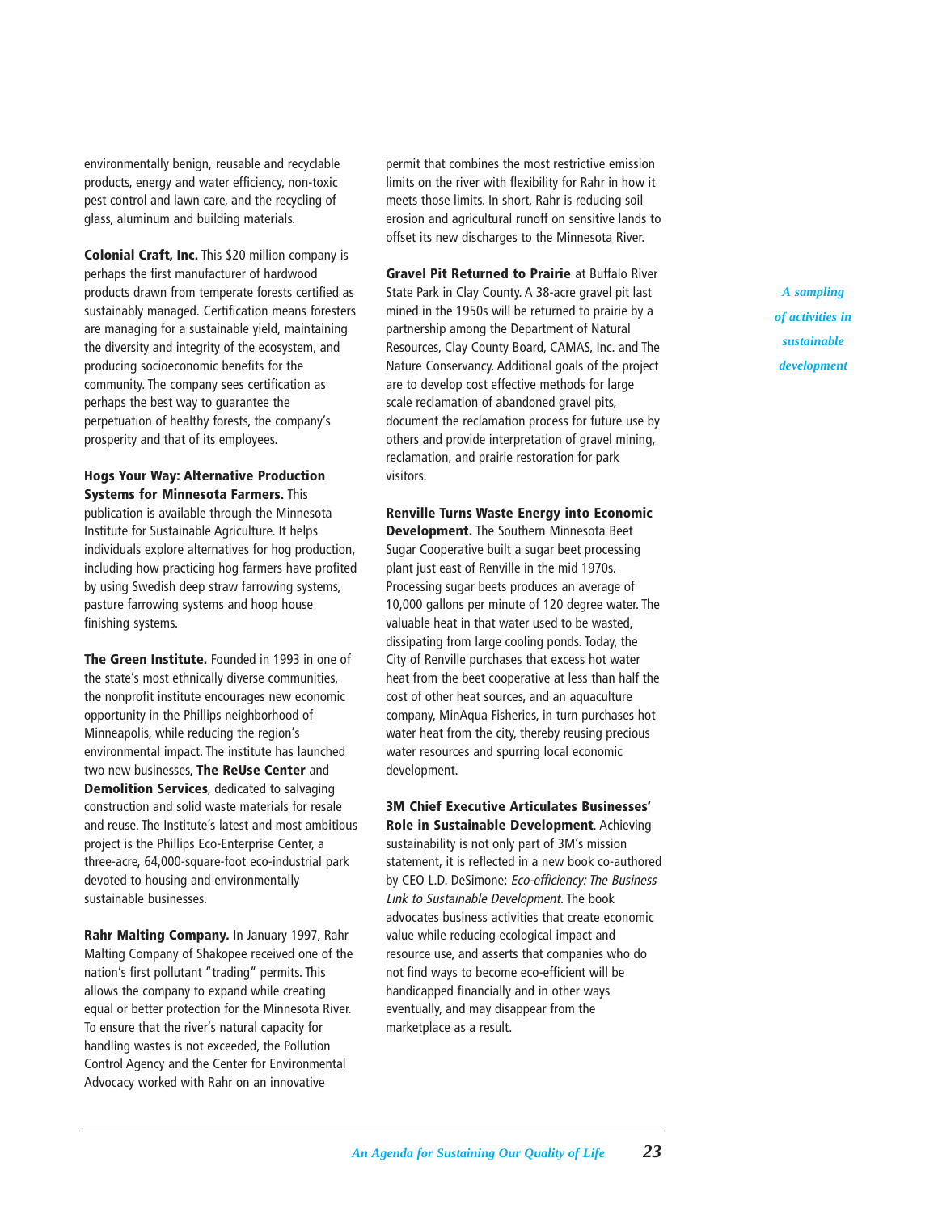environmentally benign, reusable and recyclable products, energy and water efficiency, non-toxic pest control and lawn care, and the recycling of glass, aluminum and building materials.

**Colonial Craft, Inc.** This $20 million company is perhaps the first manufacturer of hardwood products drawn from temperate forests certified as sustainably managed. Certification means foresters are managing for a sustainable yield, maintaining the diversity and integrity of the ecosystem, and producing socioeconomic benefits for the community. The company sees certification as perhaps the best way to guarantee the perpetuation of healthy forests, the company's prosperity and that of its employees.

**Hogs Your Way: Alternative Production Systems for Minnesota Farmers.** This publication is available through the Minnesota Institute for Sustainable Agriculture. It helps individuals explore alternatives for hog production, including how practicing hog farmers have profited by using Swedish deep straw farrowing systems, pasture farrowing systems and hoop house finishing systems.

**The Green Institute.** Founded in 1993 in one of the state's most ethnically diverse communities, the nonprofit institute encourages new economic opportunity in the Phillips neighborhood of Minneapolis, while reducing the region's environmental impact. The institute has launched two new businesses, **The ReUse Center** and **Demolition Services**, dedicated to salvaging construction and solid waste materials for resale and reuse. The Institute's latest and most ambitious project is the Phillips Eco-Enterprise Center, a three-acre, 64,000-square-foot eco-industrial park devoted to housing and environmentally sustainable businesses.

**Rahr Malting Company.** In January 1997, Rahr Malting Company of Shakopee received one of the nation's first pollutant "trading" permits. This allows the company to expand while creating equal or better protection for the Minnesota River. To ensure that the river's natural capacity for handling wastes is not exceeded, the Pollution Control Agency and the Center for Environmental Advocacy worked with Rahr on an innovative permit that combines the most restrictive emission limits on the river with flexibility for Rahr in how it meets those limits. In short, Rahr is reducing soil erosion and agricultural runoff on sensitive lands to offset its new discharges to the Minnesota River.

**Gravel Pit Returned to Prairie** at Buffalo River State Park in Clay County. A 38-acre gravel pit last mined in the 1950s will be returned to prairie by a partnership among the Department of Natural Resources, Clay County Board, CAMAS, Inc. and The Nature Conservancy. Additional goals of the project are to develop cost effective methods for large scale reclamation of abandoned gravel pits, document the reclamation process for future use by others and provide interpretation of gravel mining, reclamation, and prairie restoration for park visitors.

**Renville Turns Waste Energy into Economic Development.** The Southern Minnesota Beet Sugar Cooperative built a sugar beet processing plant just east of Renville in the mid 1970s. Processing sugar beets produces an average of 10,000 gallons per minute of 120 degree water. The valuable heat in that water used to be wasted, dissipating from large cooling ponds. Today, the City of Renville purchases that excess hot water heat from the beet cooperative at less than half the cost of other heat sources, and an aquaculture company, MinAqua Fisheries, in turn purchases hot water heat from the city, thereby reusing precious water resources and spurring local economic development.

**3M Chief Executive Articulates Businesses' Role in Sustainable Development**. Achieving sustainability is not only part of 3M's mission statement, it is reflected in a new book co-authored by CEO L.D. DeSimone: *Eco-efficiency: The Business Link to Sustainable Development*. The book advocates business activities that create economic value while reducing ecological impact and resource use, and asserts that companies who do not find ways to become eco-efficient will be handicapped financially and in other ways eventually, and may disappear from the marketplace as a result.

*A sampling of activities in sustainable development*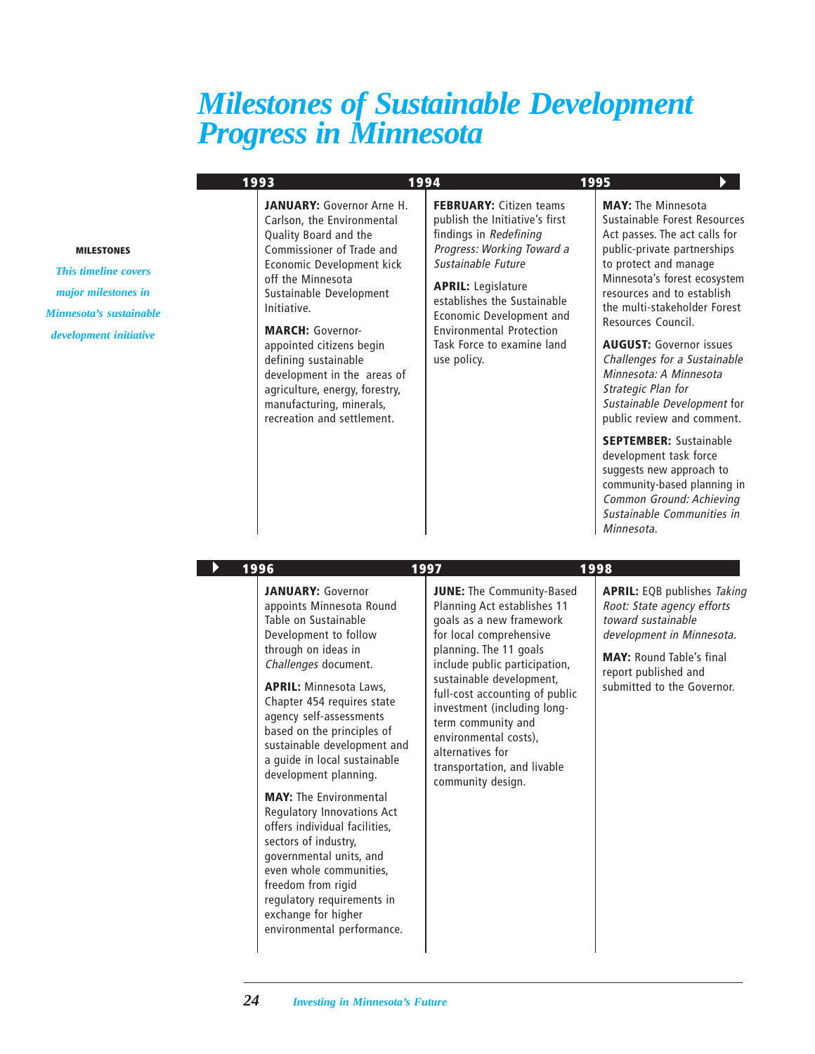# Milestones of Sustainable Development Progress in Minnesota

**MILESTONES**

*This timeline covers major milestones in Minnesota's sustainable development initiative*

## 1993

**JANUARY:** Governor Arne H. Carlson, the Environmental Quality Board and the Commissioner of Trade and Economic Development kick off the Minnesota Sustainable Development Initiative.

**MARCH:** Governor-appointed citizens begin defining sustainable development in the areas of agriculture, energy, forestry, manufacturing, minerals, recreation and settlement.

## 1994

**FEBRUARY:** Citizen teams publish the Initiative's first findings in *Redefining Progress: Working Toward a Sustainable Future*

**APRIL:** Legislature establishes the Sustainable Economic Development and Environmental Protection Task Force to examine land use policy.

## 1995

**MAY:** The Minnesota Sustainable Forest Resources Act passes. The act calls for public-private partnerships to protect and manage Minnesota's forest ecosystem resources and to establish the multi-stakeholder Forest Resources Council.

**AUGUST:** Governor issues *Challenges for a Sustainable Minnesota: A Minnesota Strategic Plan for Sustainable Development* for public review and comment.

**SEPTEMBER:** Sustainable development task force suggests new approach to community-based planning in *Common Ground: Achieving Sustainable Communities in Minnesota.*

## 1996

**JANUARY:** Governor appoints Minnesota Round Table on Sustainable Development to follow through on ideas in *Challenges* document.

**APRIL:** Minnesota Laws, Chapter 454 requires state agency self-assessments based on the principles of sustainable development and a guide in local sustainable development planning.

**MAY:** The Environmental Regulatory Innovations Act offers individual facilities, sectors of industry, governmental units, and even whole communities, freedom from rigid regulatory requirements in exchange for higher environmental performance.

## 1997

**JUNE:** The Community-Based Planning Act establishes 11 goals as a new framework for local comprehensive planning. The 11 goals include public participation, sustainable development, full-cost accounting of public investment (including long-term community and environmental costs), alternatives for transportation, and livable community design.

## 1998

**APRIL:** EQB publishes *Taking Root: State agency efforts toward sustainable development in Minnesota.*

**MAY:** Round Table's final report published and submitted to the Governor.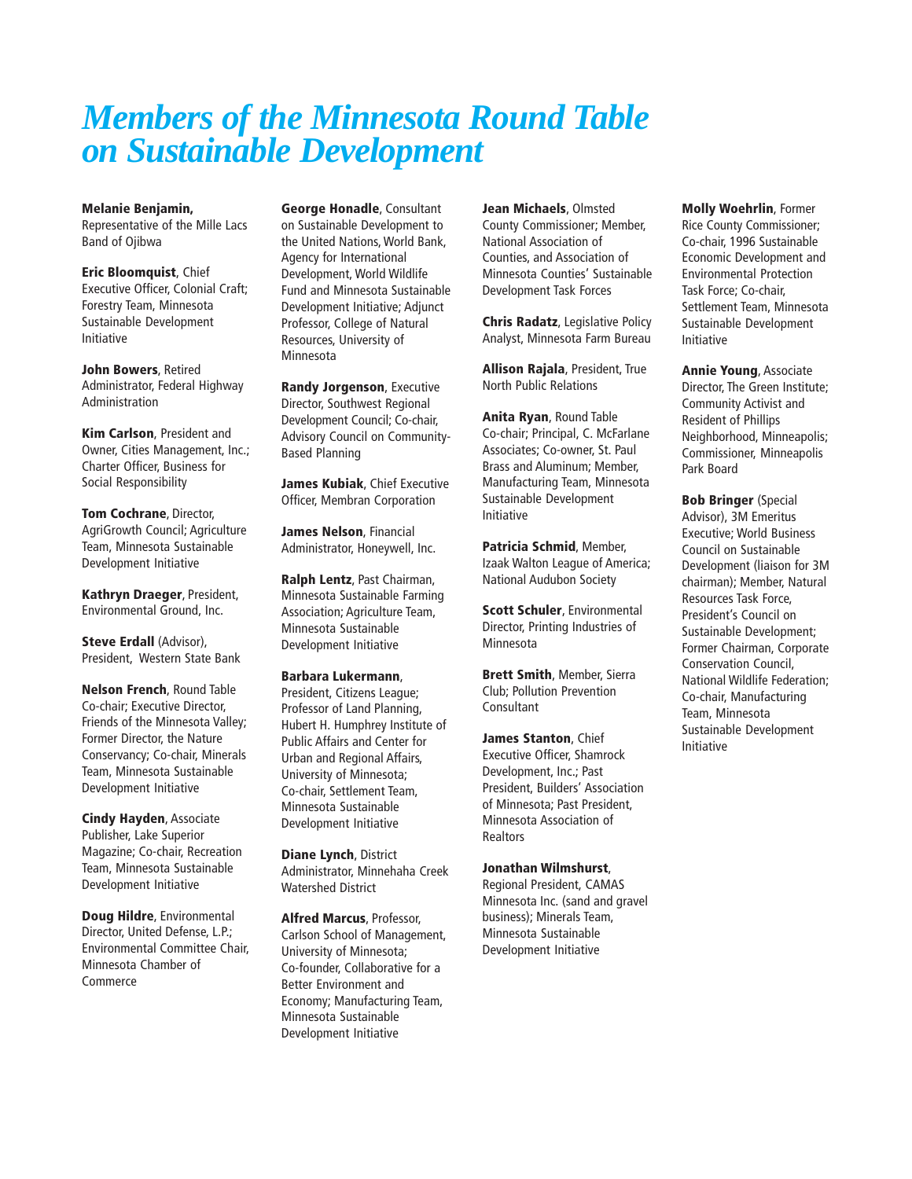# Members of the Minnesota Round Table on Sustainable Development

**Melanie Benjamin,** Representative of the Mille Lacs Band of Ojibwa

**Eric Bloomquist**, Chief Executive Officer, Colonial Craft; Forestry Team, Minnesota Sustainable Development Initiative

**John Bowers**, Retired Administrator, Federal Highway Administration

**Kim Carlson**, President and Owner, Cities Management, Inc.; Charter Officer, Business for Social Responsibility

**Tom Cochrane**, Director, AgriGrowth Council; Agriculture Team, Minnesota Sustainable Development Initiative

**Kathryn Draeger**, President, Environmental Ground, Inc.

**Steve Erdall** (Advisor), President, Western State Bank

**Nelson French**, Round Table Co-chair; Executive Director, Friends of the Minnesota Valley; Former Director, the Nature Conservancy; Co-chair, Minerals Team, Minnesota Sustainable Development Initiative

**Cindy Hayden**, Associate Publisher, Lake Superior Magazine; Co-chair, Recreation Team, Minnesota Sustainable Development Initiative

**Doug Hildre**, Environmental Director, United Defense, L.P.; Environmental Committee Chair, Minnesota Chamber of Commerce

**George Honadle**, Consultant on Sustainable Development to the United Nations, World Bank, Agency for International Development, World Wildlife Fund and Minnesota Sustainable Development Initiative; Adjunct Professor, College of Natural Resources, University of Minnesota

**Randy Jorgenson**, Executive Director, Southwest Regional Development Council; Co-chair, Advisory Council on Community-Based Planning

**James Kubiak**, Chief Executive Officer, Membran Corporation

**James Nelson**, Financial Administrator, Honeywell, Inc.

**Ralph Lentz**, Past Chairman, Minnesota Sustainable Farming Association; Agriculture Team, Minnesota Sustainable Development Initiative

**Barbara Lukermann**, President, Citizens League; Professor of Land Planning, Hubert H. Humphrey Institute of Public Affairs and Center for Urban and Regional Affairs, University of Minnesota; Co-chair, Settlement Team, Minnesota Sustainable Development Initiative

**Diane Lynch**, District Administrator, Minnehaha Creek Watershed District

**Alfred Marcus**, Professor, Carlson School of Management, University of Minnesota; Co-founder, Collaborative for a Better Environment and Economy; Manufacturing Team, Minnesota Sustainable Development Initiative

**Jean Michaels**, Olmsted County Commissioner; Member, National Association of Counties, and Association of Minnesota Counties' Sustainable Development Task Forces

**Chris Radatz**, Legislative Policy Analyst, Minnesota Farm Bureau

**Allison Rajala**, President, True North Public Relations

**Anita Ryan**, Round Table Co-chair; Principal, C. McFarlane Associates; Co-owner, St. Paul Brass and Aluminum; Member, Manufacturing Team, Minnesota Sustainable Development Initiative

**Patricia Schmid**, Member, Izaak Walton League of America; National Audubon Society

**Scott Schuler**, Environmental Director, Printing Industries of Minnesota

**Brett Smith**, Member, Sierra Club; Pollution Prevention Consultant

**James Stanton**, Chief Executive Officer, Shamrock Development, Inc.; Past President, Builders' Association of Minnesota; Past President, Minnesota Association of Realtors

**Jonathan Wilmshurst**, Regional President, CAMAS Minnesota Inc. (sand and gravel business); Minerals Team, Minnesota Sustainable Development Initiative

**Molly Woehrlin**, Former Rice County Commissioner; Co-chair, 1996 Sustainable Economic Development and Environmental Protection Task Force; Co-chair, Settlement Team, Minnesota Sustainable Development Initiative

**Annie Young**, Associate Director, The Green Institute; Community Activist and Resident of Phillips Neighborhood, Minneapolis; Commissioner, Minneapolis Park Board

**Bob Bringer** (Special Advisor), 3M Emeritus Executive; World Business Council on Sustainable Development (liaison for 3M chairman); Member, Natural Resources Task Force, President's Council on Sustainable Development; Former Chairman, Corporate Conservation Council, National Wildlife Federation; Co-chair, Manufacturing Team, Minnesota Sustainable Development Initiative